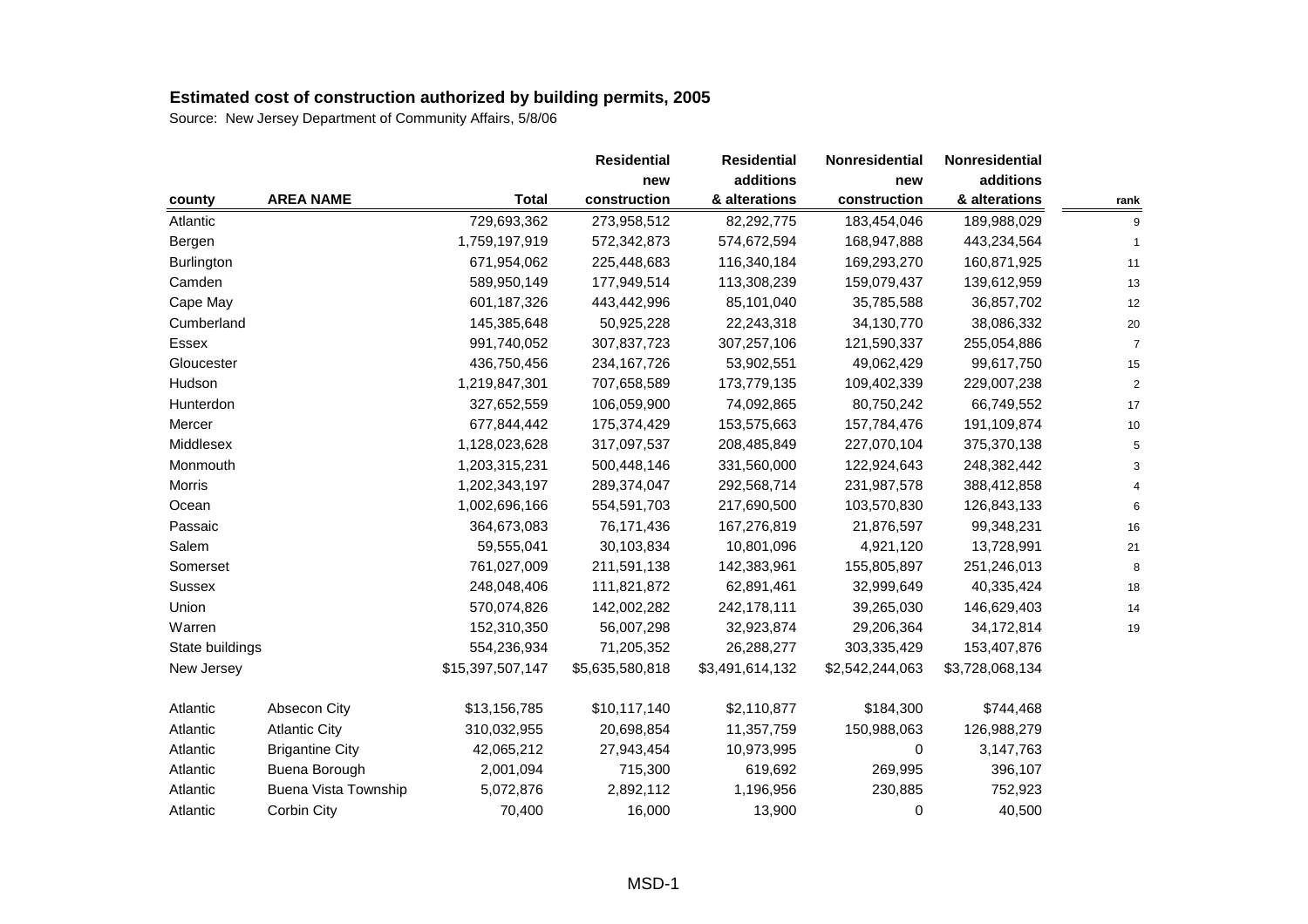**Estimated cost of construction authorized by building permits, 2005**

Source: New Jersey Department of Community Affairs, 5/8/06

| county | AREA NAME | Total | Residential new construction | Residential additions & alterations | Nonresidential new construction | Nonresidential additions & alterations | rank |
|---|---|---|---|---|---|---|---|
| Atlantic | | 729,693,362 | 273,958,512 | 82,292,775 | 183,454,046 | 189,988,029 | 9 |
| Bergen | | 1,759,197,919 | 572,342,873 | 574,672,594 | 168,947,888 | 443,234,564 | 1 |
| Burlington | | 671,954,062 | 225,448,683 | 116,340,184 | 169,293,270 | 160,871,925 | 11 |
| Camden | | 589,950,149 | 177,949,514 | 113,308,239 | 159,079,437 | 139,612,959 | 13 |
| Cape May | | 601,187,326 | 443,442,996 | 85,101,040 | 35,785,588 | 36,857,702 | 12 |
| Cumberland | | 145,385,648 | 50,925,228 | 22,243,318 | 34,130,770 | 38,086,332 | 20 |
| Essex | | 991,740,052 | 307,837,723 | 307,257,106 | 121,590,337 | 255,054,886 | 7 |
| Gloucester | | 436,750,456 | 234,167,726 | 53,902,551 | 49,062,429 | 99,617,750 | 15 |
| Hudson | | 1,219,847,301 | 707,658,589 | 173,779,135 | 109,402,339 | 229,007,238 | 2 |
| Hunterdon | | 327,652,559 | 106,059,900 | 74,092,865 | 80,750,242 | 66,749,552 | 17 |
| Mercer | | 677,844,442 | 175,374,429 | 153,575,663 | 157,784,476 | 191,109,874 | 10 |
| Middlesex | | 1,128,023,628 | 317,097,537 | 208,485,849 | 227,070,104 | 375,370,138 | 5 |
| Monmouth | | 1,203,315,231 | 500,448,146 | 331,560,000 | 122,924,643 | 248,382,442 | 3 |
| Morris | | 1,202,343,197 | 289,374,047 | 292,568,714 | 231,987,578 | 388,412,858 | 4 |
| Ocean | | 1,002,696,166 | 554,591,703 | 217,690,500 | 103,570,830 | 126,843,133 | 6 |
| Passaic | | 364,673,083 | 76,171,436 | 167,276,819 | 21,876,597 | 99,348,231 | 16 |
| Salem | | 59,555,041 | 30,103,834 | 10,801,096 | 4,921,120 | 13,728,991 | 21 |
| Somerset | | 761,027,009 | 211,591,138 | 142,383,961 | 155,805,897 | 251,246,013 | 8 |
| Sussex | | 248,048,406 | 111,821,872 | 62,891,461 | 32,999,649 | 40,335,424 | 18 |
| Union | | 570,074,826 | 142,002,282 | 242,178,111 | 39,265,030 | 146,629,403 | 14 |
| Warren | | 152,310,350 | 56,007,298 | 32,923,874 | 29,206,364 | 34,172,814 | 19 |
| State buildings | | 554,236,934 | 71,205,352 | 26,288,277 | 303,335,429 | 153,407,876 | |
| New Jersey | | $15,397,507,147 | $5,635,580,818 | $3,491,614,132 | $2,542,244,063 | $3,728,068,134 | |
| | | | | | | | |
| Atlantic | Absecon City | $13,156,785 | $10,117,140 | $2,110,877 | $184,300 | $744,468 | |
| Atlantic | Atlantic City | 310,032,955 | 20,698,854 | 11,357,759 | 150,988,063 | 126,988,279 | |
| Atlantic | Brigantine City | 42,065,212 | 27,943,454 | 10,973,995 | 0 | 3,147,763 | |
| Atlantic | Buena Borough | 2,001,094 | 715,300 | 619,692 | 269,995 | 396,107 | |
| Atlantic | Buena Vista Township | 5,072,876 | 2,892,112 | 1,196,956 | 230,885 | 752,923 | |
| Atlantic | Corbin City | 70,400 | 16,000 | 13,900 | 0 | 40,500 | |

MSD-1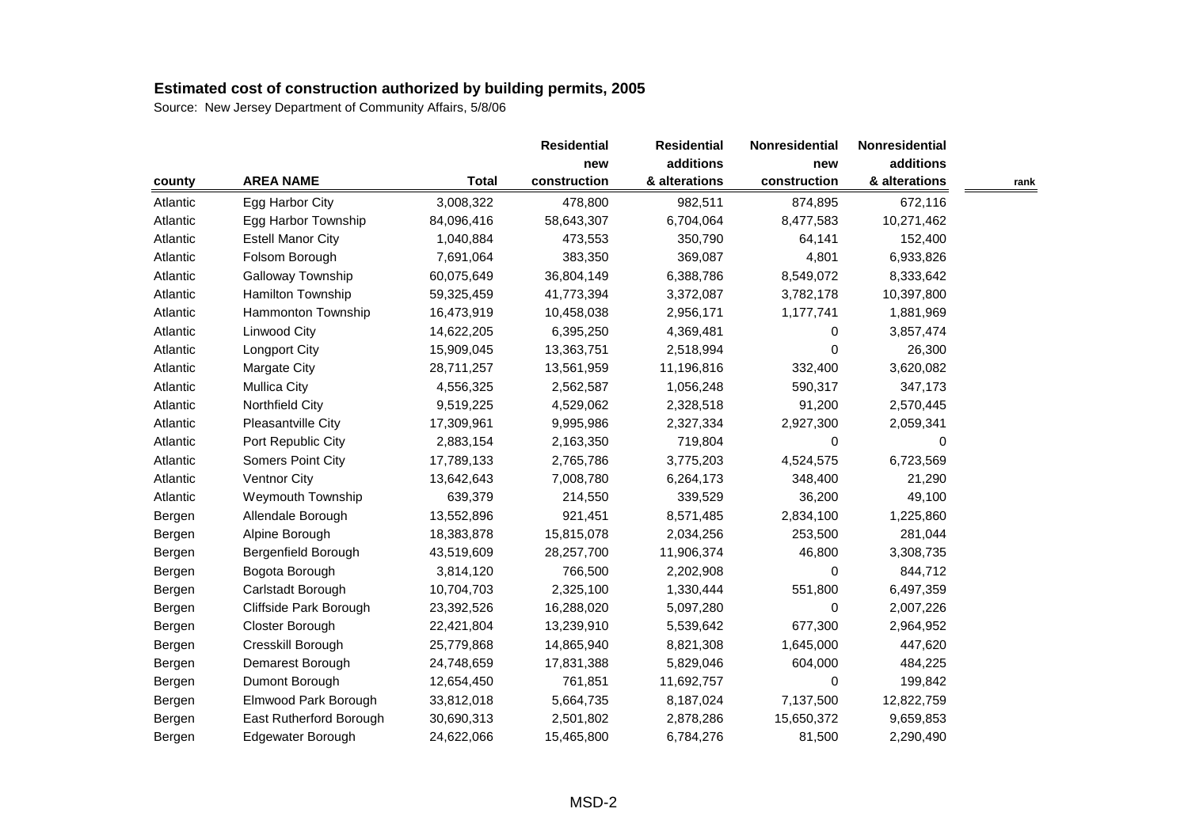## Estimated cost of construction authorized by building permits, 2005

Source: New Jersey Department of Community Affairs, 5/8/06

| county | AREA NAME | Total | Residential new construction | Residential additions & alterations | Nonresidential new construction | Nonresidential additions & alterations | rank |
|---|---|---|---|---|---|---|---|
| Atlantic | Egg Harbor City | 3,008,322 | 478,800 | 982,511 | 874,895 | 672,116 | |
| Atlantic | Egg Harbor Township | 84,096,416 | 58,643,307 | 6,704,064 | 8,477,583 | 10,271,462 | |
| Atlantic | Estell Manor City | 1,040,884 | 473,553 | 350,790 | 64,141 | 152,400 | |
| Atlantic | Folsom Borough | 7,691,064 | 383,350 | 369,087 | 4,801 | 6,933,826 | |
| Atlantic | Galloway Township | 60,075,649 | 36,804,149 | 6,388,786 | 8,549,072 | 8,333,642 | |
| Atlantic | Hamilton Township | 59,325,459 | 41,773,394 | 3,372,087 | 3,782,178 | 10,397,800 | |
| Atlantic | Hammonton Township | 16,473,919 | 10,458,038 | 2,956,171 | 1,177,741 | 1,881,969 | |
| Atlantic | Linwood City | 14,622,205 | 6,395,250 | 4,369,481 | 0 | 3,857,474 | |
| Atlantic | Longport City | 15,909,045 | 13,363,751 | 2,518,994 | 0 | 26,300 | |
| Atlantic | Margate City | 28,711,257 | 13,561,959 | 11,196,816 | 332,400 | 3,620,082 | |
| Atlantic | Mullica City | 4,556,325 | 2,562,587 | 1,056,248 | 590,317 | 347,173 | |
| Atlantic | Northfield City | 9,519,225 | 4,529,062 | 2,328,518 | 91,200 | 2,570,445 | |
| Atlantic | Pleasantville City | 17,309,961 | 9,995,986 | 2,327,334 | 2,927,300 | 2,059,341 | |
| Atlantic | Port Republic City | 2,883,154 | 2,163,350 | 719,804 | 0 | 0 | |
| Atlantic | Somers Point City | 17,789,133 | 2,765,786 | 3,775,203 | 4,524,575 | 6,723,569 | |
| Atlantic | Ventnor City | 13,642,643 | 7,008,780 | 6,264,173 | 348,400 | 21,290 | |
| Atlantic | Weymouth Township | 639,379 | 214,550 | 339,529 | 36,200 | 49,100 | |
| Bergen | Allendale Borough | 13,552,896 | 921,451 | 8,571,485 | 2,834,100 | 1,225,860 | |
| Bergen | Alpine Borough | 18,383,878 | 15,815,078 | 2,034,256 | 253,500 | 281,044 | |
| Bergen | Bergenfield Borough | 43,519,609 | 28,257,700 | 11,906,374 | 46,800 | 3,308,735 | |
| Bergen | Bogota Borough | 3,814,120 | 766,500 | 2,202,908 | 0 | 844,712 | |
| Bergen | Carlstadt Borough | 10,704,703 | 2,325,100 | 1,330,444 | 551,800 | 6,497,359 | |
| Bergen | Cliffside Park Borough | 23,392,526 | 16,288,020 | 5,097,280 | 0 | 2,007,226 | |
| Bergen | Closter Borough | 22,421,804 | 13,239,910 | 5,539,642 | 677,300 | 2,964,952 | |
| Bergen | Cresskill Borough | 25,779,868 | 14,865,940 | 8,821,308 | 1,645,000 | 447,620 | |
| Bergen | Demarest Borough | 24,748,659 | 17,831,388 | 5,829,046 | 604,000 | 484,225 | |
| Bergen | Dumont Borough | 12,654,450 | 761,851 | 11,692,757 | 0 | 199,842 | |
| Bergen | Elmwood Park Borough | 33,812,018 | 5,664,735 | 8,187,024 | 7,137,500 | 12,822,759 | |
| Bergen | East Rutherford Borough | 30,690,313 | 2,501,802 | 2,878,286 | 15,650,372 | 9,659,853 | |
| Bergen | Edgewater Borough | 24,622,066 | 15,465,800 | 6,784,276 | 81,500 | 2,290,490 | |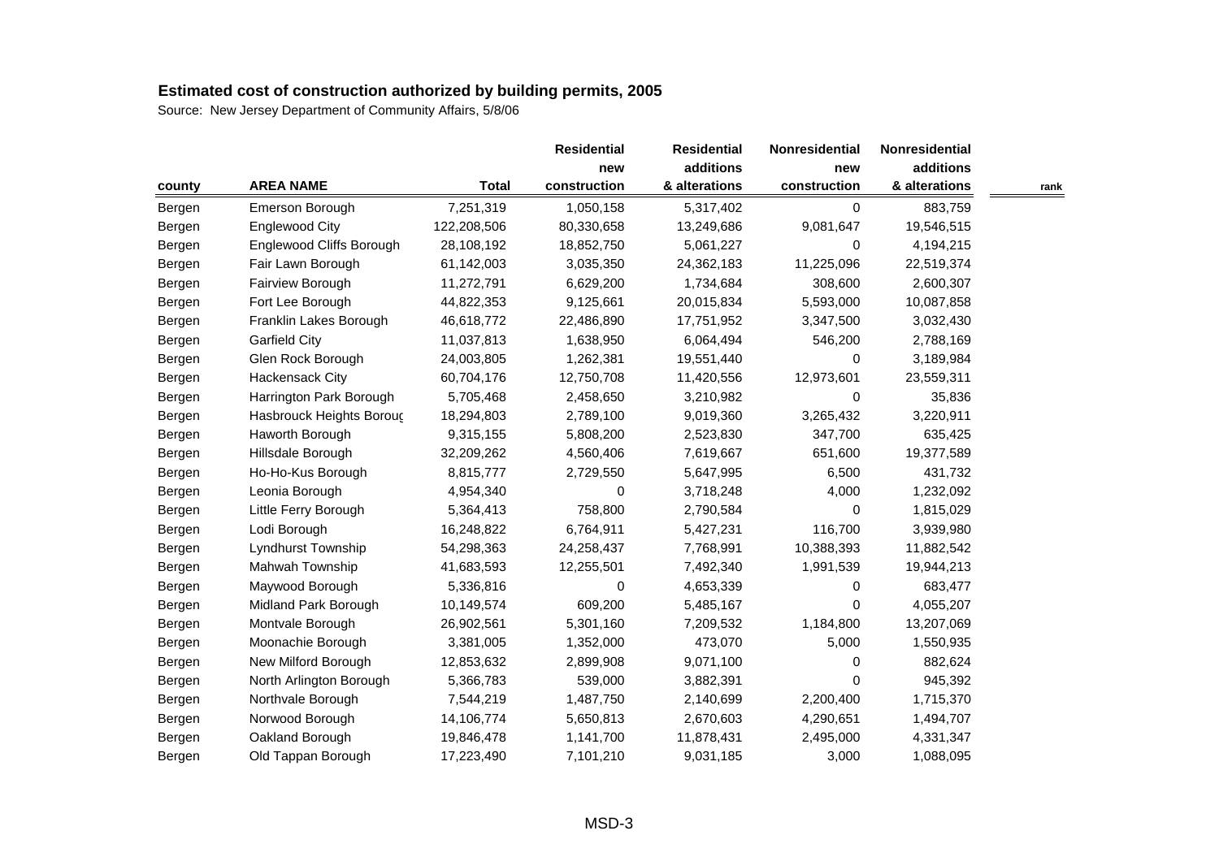**Estimated cost of construction authorized by building permits, 2005**

Source: New Jersey Department of Community Affairs, 5/8/06

| county | AREA NAME | Total | Residential new construction | Residential additions & alterations | Nonresidential new construction | Nonresidential additions & alterations | rank |
|---|---|---|---|---|---|---|---|
| Bergen | Emerson Borough | 7,251,319 | 1,050,158 | 5,317,402 | 0 | 883,759 | |
| Bergen | Englewood City | 122,208,506 | 80,330,658 | 13,249,686 | 9,081,647 | 19,546,515 | |
| Bergen | Englewood Cliffs Borough | 28,108,192 | 18,852,750 | 5,061,227 | 0 | 4,194,215 | |
| Bergen | Fair Lawn Borough | 61,142,003 | 3,035,350 | 24,362,183 | 11,225,096 | 22,519,374 | |
| Bergen | Fairview Borough | 11,272,791 | 6,629,200 | 1,734,684 | 308,600 | 2,600,307 | |
| Bergen | Fort Lee Borough | 44,822,353 | 9,125,661 | 20,015,834 | 5,593,000 | 10,087,858 | |
| Bergen | Franklin Lakes Borough | 46,618,772 | 22,486,890 | 17,751,952 | 3,347,500 | 3,032,430 | |
| Bergen | Garfield City | 11,037,813 | 1,638,950 | 6,064,494 | 546,200 | 2,788,169 | |
| Bergen | Glen Rock Borough | 24,003,805 | 1,262,381 | 19,551,440 | 0 | 3,189,984 | |
| Bergen | Hackensack City | 60,704,176 | 12,750,708 | 11,420,556 | 12,973,601 | 23,559,311 | |
| Bergen | Harrington Park Borough | 5,705,468 | 2,458,650 | 3,210,982 | 0 | 35,836 | |
| Bergen | Hasbrouck Heights Boroug | 18,294,803 | 2,789,100 | 9,019,360 | 3,265,432 | 3,220,911 | |
| Bergen | Haworth Borough | 9,315,155 | 5,808,200 | 2,523,830 | 347,700 | 635,425 | |
| Bergen | Hillsdale Borough | 32,209,262 | 4,560,406 | 7,619,667 | 651,600 | 19,377,589 | |
| Bergen | Ho-Ho-Kus Borough | 8,815,777 | 2,729,550 | 5,647,995 | 6,500 | 431,732 | |
| Bergen | Leonia Borough | 4,954,340 | 0 | 3,718,248 | 4,000 | 1,232,092 | |
| Bergen | Little Ferry Borough | 5,364,413 | 758,800 | 2,790,584 | 0 | 1,815,029 | |
| Bergen | Lodi Borough | 16,248,822 | 6,764,911 | 5,427,231 | 116,700 | 3,939,980 | |
| Bergen | Lyndhurst Township | 54,298,363 | 24,258,437 | 7,768,991 | 10,388,393 | 11,882,542 | |
| Bergen | Mahwah Township | 41,683,593 | 12,255,501 | 7,492,340 | 1,991,539 | 19,944,213 | |
| Bergen | Maywood Borough | 5,336,816 | 0 | 4,653,339 | 0 | 683,477 | |
| Bergen | Midland Park Borough | 10,149,574 | 609,200 | 5,485,167 | 0 | 4,055,207 | |
| Bergen | Montvale Borough | 26,902,561 | 5,301,160 | 7,209,532 | 1,184,800 | 13,207,069 | |
| Bergen | Moonachie Borough | 3,381,005 | 1,352,000 | 473,070 | 5,000 | 1,550,935 | |
| Bergen | New Milford Borough | 12,853,632 | 2,899,908 | 9,071,100 | 0 | 882,624 | |
| Bergen | North Arlington Borough | 5,366,783 | 539,000 | 3,882,391 | 0 | 945,392 | |
| Bergen | Northvale Borough | 7,544,219 | 1,487,750 | 2,140,699 | 2,200,400 | 1,715,370 | |
| Bergen | Norwood Borough | 14,106,774 | 5,650,813 | 2,670,603 | 4,290,651 | 1,494,707 | |
| Bergen | Oakland Borough | 19,846,478 | 1,141,700 | 11,878,431 | 2,495,000 | 4,331,347 | |
| Bergen | Old Tappan Borough | 17,223,490 | 7,101,210 | 9,031,185 | 3,000 | 1,088,095 | |

MSD-3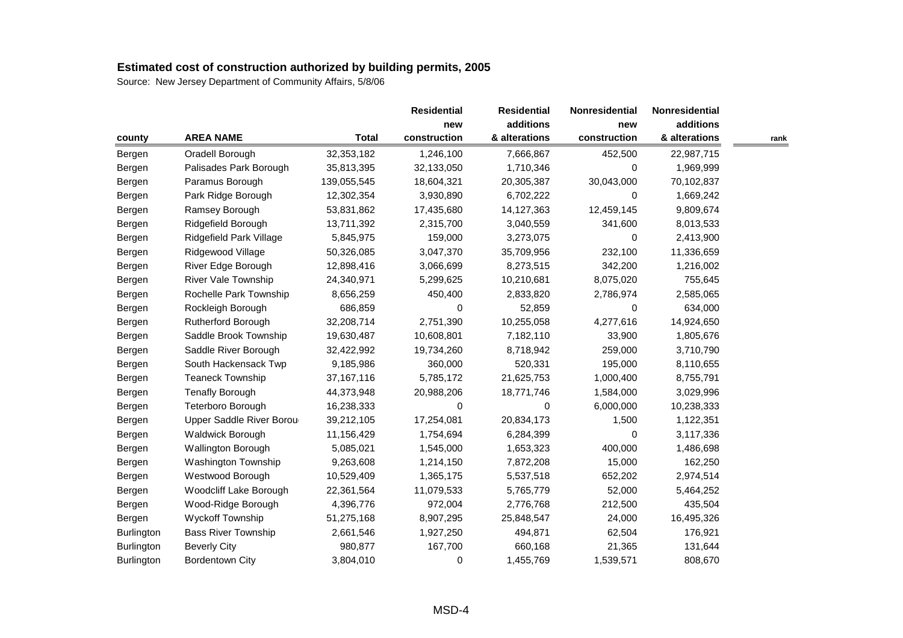## Estimated cost of construction authorized by building permits, 2005

Source: New Jersey Department of Community Affairs, 5/8/06

| county | AREA NAME | Total | Residential new construction | Residential additions & alterations | Nonresidential new construction | Nonresidential additions & alterations | rank |
|---|---|---|---|---|---|---|---|
| Bergen | Oradell Borough | 32,353,182 | 1,246,100 | 7,666,867 | 452,500 | 22,987,715 | |
| Bergen | Palisades Park Borough | 35,813,395 | 32,133,050 | 1,710,346 | 0 | 1,969,999 | |
| Bergen | Paramus Borough | 139,055,545 | 18,604,321 | 20,305,387 | 30,043,000 | 70,102,837 | |
| Bergen | Park Ridge Borough | 12,302,354 | 3,930,890 | 6,702,222 | 0 | 1,669,242 | |
| Bergen | Ramsey Borough | 53,831,862 | 17,435,680 | 14,127,363 | 12,459,145 | 9,809,674 | |
| Bergen | Ridgefield Borough | 13,711,392 | 2,315,700 | 3,040,559 | 341,600 | 8,013,533 | |
| Bergen | Ridgefield Park Village | 5,845,975 | 159,000 | 3,273,075 | 0 | 2,413,900 | |
| Bergen | Ridgewood Village | 50,326,085 | 3,047,370 | 35,709,956 | 232,100 | 11,336,659 | |
| Bergen | River Edge Borough | 12,898,416 | 3,066,699 | 8,273,515 | 342,200 | 1,216,002 | |
| Bergen | River Vale Township | 24,340,971 | 5,299,625 | 10,210,681 | 8,075,020 | 755,645 | |
| Bergen | Rochelle Park Township | 8,656,259 | 450,400 | 2,833,820 | 2,786,974 | 2,585,065 | |
| Bergen | Rockleigh Borough | 686,859 | 0 | 52,859 | 0 | 634,000 | |
| Bergen | Rutherford Borough | 32,208,714 | 2,751,390 | 10,255,058 | 4,277,616 | 14,924,650 | |
| Bergen | Saddle Brook Township | 19,630,487 | 10,608,801 | 7,182,110 | 33,900 | 1,805,676 | |
| Bergen | Saddle River Borough | 32,422,992 | 19,734,260 | 8,718,942 | 259,000 | 3,710,790 | |
| Bergen | South Hackensack Twp | 9,185,986 | 360,000 | 520,331 | 195,000 | 8,110,655 | |
| Bergen | Teaneck Township | 37,167,116 | 5,785,172 | 21,625,753 | 1,000,400 | 8,755,791 | |
| Bergen | Tenafly Borough | 44,373,948 | 20,988,206 | 18,771,746 | 1,584,000 | 3,029,996 | |
| Bergen | Teterboro Borough | 16,238,333 | 0 | 0 | 6,000,000 | 10,238,333 | |
| Bergen | Upper Saddle River Borou | 39,212,105 | 17,254,081 | 20,834,173 | 1,500 | 1,122,351 | |
| Bergen | Waldwick Borough | 11,156,429 | 1,754,694 | 6,284,399 | 0 | 3,117,336 | |
| Bergen | Wallington Borough | 5,085,021 | 1,545,000 | 1,653,323 | 400,000 | 1,486,698 | |
| Bergen | Washington Township | 9,263,608 | 1,214,150 | 7,872,208 | 15,000 | 162,250 | |
| Bergen | Westwood Borough | 10,529,409 | 1,365,175 | 5,537,518 | 652,202 | 2,974,514 | |
| Bergen | Woodcliff Lake Borough | 22,361,564 | 11,079,533 | 5,765,779 | 52,000 | 5,464,252 | |
| Bergen | Wood-Ridge Borough | 4,396,776 | 972,004 | 2,776,768 | 212,500 | 435,504 | |
| Bergen | Wyckoff Township | 51,275,168 | 8,907,295 | 25,848,547 | 24,000 | 16,495,326 | |
| Burlington | Bass River Township | 2,661,546 | 1,927,250 | 494,871 | 62,504 | 176,921 | |
| Burlington | Beverly City | 980,877 | 167,700 | 660,168 | 21,365 | 131,644 | |
| Burlington | Bordentown City | 3,804,010 | 0 | 1,455,769 | 1,539,571 | 808,670 | |

MSD-4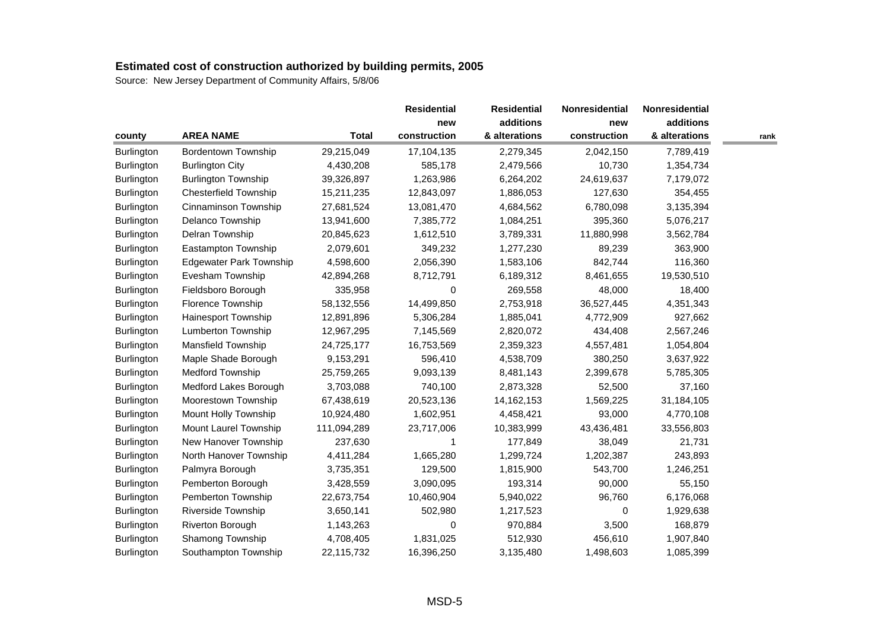## Estimated cost of construction authorized by building permits, 2005

Source: New Jersey Department of Community Affairs, 5/8/06

| county | AREA NAME | Total | Residential new construction | Residential additions & alterations | Nonresidential new construction | Nonresidential additions & alterations | rank |
|---|---|---|---|---|---|---|---|
| Burlington | Bordentown Township | 29,215,049 | 17,104,135 | 2,279,345 | 2,042,150 | 7,789,419 | |
| Burlington | Burlington City | 4,430,208 | 585,178 | 2,479,566 | 10,730 | 1,354,734 | |
| Burlington | Burlington Township | 39,326,897 | 1,263,986 | 6,264,202 | 24,619,637 | 7,179,072 | |
| Burlington | Chesterfield Township | 15,211,235 | 12,843,097 | 1,886,053 | 127,630 | 354,455 | |
| Burlington | Cinnaminson Township | 27,681,524 | 13,081,470 | 4,684,562 | 6,780,098 | 3,135,394 | |
| Burlington | Delanco Township | 13,941,600 | 7,385,772 | 1,084,251 | 395,360 | 5,076,217 | |
| Burlington | Delran Township | 20,845,623 | 1,612,510 | 3,789,331 | 11,880,998 | 3,562,784 | |
| Burlington | Eastampton Township | 2,079,601 | 349,232 | 1,277,230 | 89,239 | 363,900 | |
| Burlington | Edgewater Park Township | 4,598,600 | 2,056,390 | 1,583,106 | 842,744 | 116,360 | |
| Burlington | Evesham Township | 42,894,268 | 8,712,791 | 6,189,312 | 8,461,655 | 19,530,510 | |
| Burlington | Fieldsboro Borough | 335,958 | 0 | 269,558 | 48,000 | 18,400 | |
| Burlington | Florence Township | 58,132,556 | 14,499,850 | 2,753,918 | 36,527,445 | 4,351,343 | |
| Burlington | Hainesport Township | 12,891,896 | 5,306,284 | 1,885,041 | 4,772,909 | 927,662 | |
| Burlington | Lumberton Township | 12,967,295 | 7,145,569 | 2,820,072 | 434,408 | 2,567,246 | |
| Burlington | Mansfield Township | 24,725,177 | 16,753,569 | 2,359,323 | 4,557,481 | 1,054,804 | |
| Burlington | Maple Shade Borough | 9,153,291 | 596,410 | 4,538,709 | 380,250 | 3,637,922 | |
| Burlington | Medford Township | 25,759,265 | 9,093,139 | 8,481,143 | 2,399,678 | 5,785,305 | |
| Burlington | Medford Lakes Borough | 3,703,088 | 740,100 | 2,873,328 | 52,500 | 37,160 | |
| Burlington | Moorestown Township | 67,438,619 | 20,523,136 | 14,162,153 | 1,569,225 | 31,184,105 | |
| Burlington | Mount Holly Township | 10,924,480 | 1,602,951 | 4,458,421 | 93,000 | 4,770,108 | |
| Burlington | Mount Laurel Township | 111,094,289 | 23,717,006 | 10,383,999 | 43,436,481 | 33,556,803 | |
| Burlington | New Hanover Township | 237,630 | 1 | 177,849 | 38,049 | 21,731 | |
| Burlington | North Hanover Township | 4,411,284 | 1,665,280 | 1,299,724 | 1,202,387 | 243,893 | |
| Burlington | Palmyra Borough | 3,735,351 | 129,500 | 1,815,900 | 543,700 | 1,246,251 | |
| Burlington | Pemberton Borough | 3,428,559 | 3,090,095 | 193,314 | 90,000 | 55,150 | |
| Burlington | Pemberton Township | 22,673,754 | 10,460,904 | 5,940,022 | 96,760 | 6,176,068 | |
| Burlington | Riverside Township | 3,650,141 | 502,980 | 1,217,523 | 0 | 1,929,638 | |
| Burlington | Riverton Borough | 1,143,263 | 0 | 970,884 | 3,500 | 168,879 | |
| Burlington | Shamong Township | 4,708,405 | 1,831,025 | 512,930 | 456,610 | 1,907,840 | |
| Burlington | Southampton Township | 22,115,732 | 16,396,250 | 3,135,480 | 1,498,603 | 1,085,399 | |

MSD-5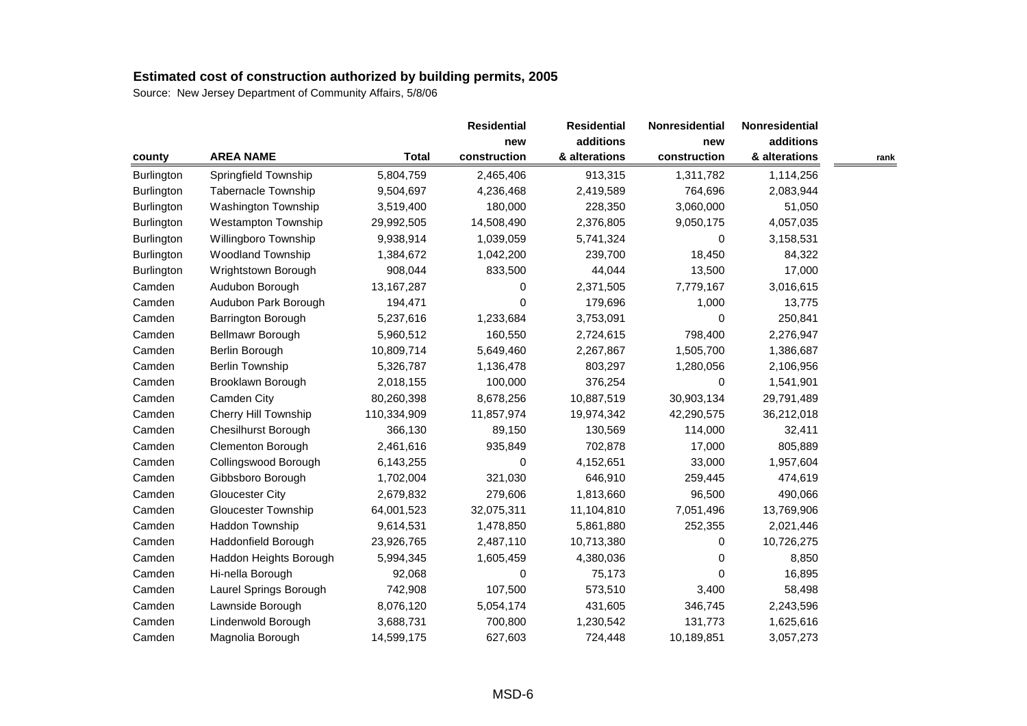## Estimated cost of construction authorized by building permits, 2005

Source: New Jersey Department of Community Affairs, 5/8/06

| county | AREA NAME | Total | Residential new construction | Residential additions & alterations | Nonresidential new construction | Nonresidential additions & alterations | rank |
|---|---|---|---|---|---|---|---|
| Burlington | Springfield Township | 5,804,759 | 2,465,406 | 913,315 | 1,311,782 | 1,114,256 | |
| Burlington | Tabernacle Township | 9,504,697 | 4,236,468 | 2,419,589 | 764,696 | 2,083,944 | |
| Burlington | Washington Township | 3,519,400 | 180,000 | 228,350 | 3,060,000 | 51,050 | |
| Burlington | Westampton Township | 29,992,505 | 14,508,490 | 2,376,805 | 9,050,175 | 4,057,035 | |
| Burlington | Willingboro Township | 9,938,914 | 1,039,059 | 5,741,324 | 0 | 3,158,531 | |
| Burlington | Woodland Township | 1,384,672 | 1,042,200 | 239,700 | 18,450 | 84,322 | |
| Burlington | Wrightstown Borough | 908,044 | 833,500 | 44,044 | 13,500 | 17,000 | |
| Camden | Audubon Borough | 13,167,287 | 0 | 2,371,505 | 7,779,167 | 3,016,615 | |
| Camden | Audubon Park Borough | 194,471 | 0 | 179,696 | 1,000 | 13,775 | |
| Camden | Barrington Borough | 5,237,616 | 1,233,684 | 3,753,091 | 0 | 250,841 | |
| Camden | Bellmawr Borough | 5,960,512 | 160,550 | 2,724,615 | 798,400 | 2,276,947 | |
| Camden | Berlin Borough | 10,809,714 | 5,649,460 | 2,267,867 | 1,505,700 | 1,386,687 | |
| Camden | Berlin Township | 5,326,787 | 1,136,478 | 803,297 | 1,280,056 | 2,106,956 | |
| Camden | Brooklawn Borough | 2,018,155 | 100,000 | 376,254 | 0 | 1,541,901 | |
| Camden | Camden City | 80,260,398 | 8,678,256 | 10,887,519 | 30,903,134 | 29,791,489 | |
| Camden | Cherry Hill Township | 110,334,909 | 11,857,974 | 19,974,342 | 42,290,575 | 36,212,018 | |
| Camden | Chesilhurst Borough | 366,130 | 89,150 | 130,569 | 114,000 | 32,411 | |
| Camden | Clementon Borough | 2,461,616 | 935,849 | 702,878 | 17,000 | 805,889 | |
| Camden | Collingswood Borough | 6,143,255 | 0 | 4,152,651 | 33,000 | 1,957,604 | |
| Camden | Gibbsboro Borough | 1,702,004 | 321,030 | 646,910 | 259,445 | 474,619 | |
| Camden | Gloucester City | 2,679,832 | 279,606 | 1,813,660 | 96,500 | 490,066 | |
| Camden | Gloucester Township | 64,001,523 | 32,075,311 | 11,104,810 | 7,051,496 | 13,769,906 | |
| Camden | Haddon Township | 9,614,531 | 1,478,850 | 5,861,880 | 252,355 | 2,021,446 | |
| Camden | Haddonfield Borough | 23,926,765 | 2,487,110 | 10,713,380 | 0 | 10,726,275 | |
| Camden | Haddon Heights Borough | 5,994,345 | 1,605,459 | 4,380,036 | 0 | 8,850 | |
| Camden | Hi-nella Borough | 92,068 | 0 | 75,173 | 0 | 16,895 | |
| Camden | Laurel Springs Borough | 742,908 | 107,500 | 573,510 | 3,400 | 58,498 | |
| Camden | Lawnside Borough | 8,076,120 | 5,054,174 | 431,605 | 346,745 | 2,243,596 | |
| Camden | Lindenwold Borough | 3,688,731 | 700,800 | 1,230,542 | 131,773 | 1,625,616 | |
| Camden | Magnolia Borough | 14,599,175 | 627,603 | 724,448 | 10,189,851 | 3,057,273 | |

MSD-6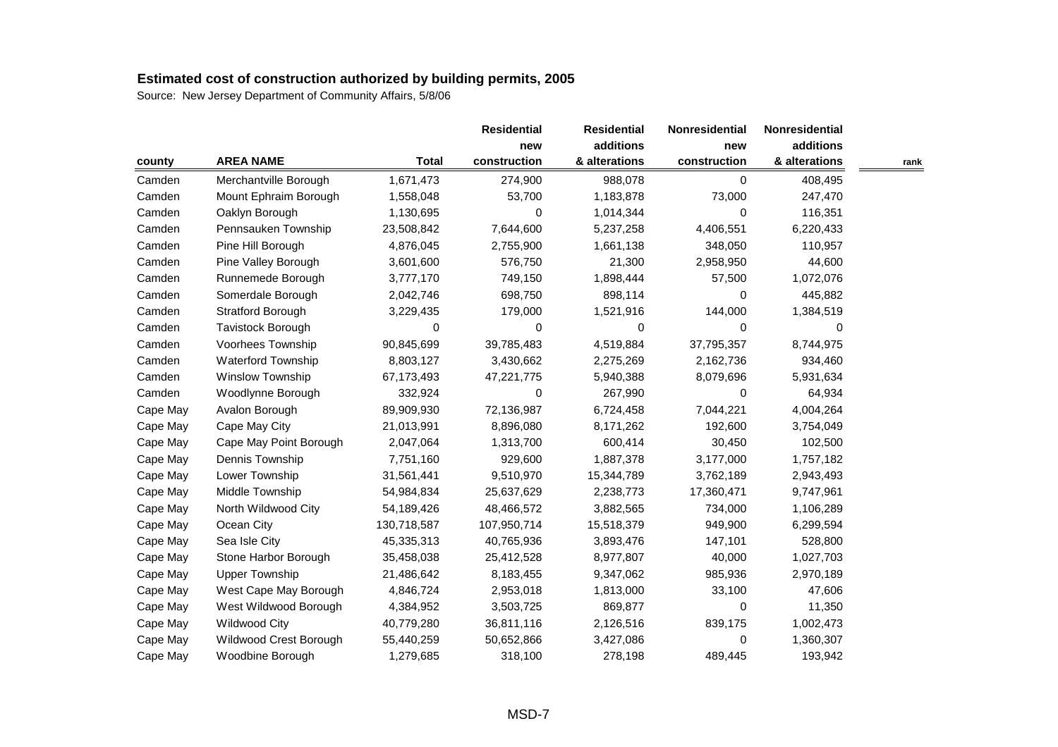**Estimated cost of construction authorized by building permits, 2005**

Source: New Jersey Department of Community Affairs, 5/8/06

| county | AREA NAME | Total | Residential new construction | Residential additions & alterations | Nonresidential new construction | Nonresidential additions & alterations | rank |
|---|---|---|---|---|---|---|---|
| Camden | Merchantville Borough | 1,671,473 | 274,900 | 988,078 | 0 | 408,495 | |
| Camden | Mount Ephraim Borough | 1,558,048 | 53,700 | 1,183,878 | 73,000 | 247,470 | |
| Camden | Oaklyn Borough | 1,130,695 | 0 | 1,014,344 | 0 | 116,351 | |
| Camden | Pennsauken Township | 23,508,842 | 7,644,600 | 5,237,258 | 4,406,551 | 6,220,433 | |
| Camden | Pine Hill Borough | 4,876,045 | 2,755,900 | 1,661,138 | 348,050 | 110,957 | |
| Camden | Pine Valley Borough | 3,601,600 | 576,750 | 21,300 | 2,958,950 | 44,600 | |
| Camden | Runnemede Borough | 3,777,170 | 749,150 | 1,898,444 | 57,500 | 1,072,076 | |
| Camden | Somerdale Borough | 2,042,746 | 698,750 | 898,114 | 0 | 445,882 | |
| Camden | Stratford Borough | 3,229,435 | 179,000 | 1,521,916 | 144,000 | 1,384,519 | |
| Camden | Tavistock Borough | 0 | 0 | 0 | 0 | 0 | |
| Camden | Voorhees Township | 90,845,699 | 39,785,483 | 4,519,884 | 37,795,357 | 8,744,975 | |
| Camden | Waterford Township | 8,803,127 | 3,430,662 | 2,275,269 | 2,162,736 | 934,460 | |
| Camden | Winslow Township | 67,173,493 | 47,221,775 | 5,940,388 | 8,079,696 | 5,931,634 | |
| Camden | Woodlynne Borough | 332,924 | 0 | 267,990 | 0 | 64,934 | |
| Cape May | Avalon Borough | 89,909,930 | 72,136,987 | 6,724,458 | 7,044,221 | 4,004,264 | |
| Cape May | Cape May City | 21,013,991 | 8,896,080 | 8,171,262 | 192,600 | 3,754,049 | |
| Cape May | Cape May Point Borough | 2,047,064 | 1,313,700 | 600,414 | 30,450 | 102,500 | |
| Cape May | Dennis Township | 7,751,160 | 929,600 | 1,887,378 | 3,177,000 | 1,757,182 | |
| Cape May | Lower Township | 31,561,441 | 9,510,970 | 15,344,789 | 3,762,189 | 2,943,493 | |
| Cape May | Middle Township | 54,984,834 | 25,637,629 | 2,238,773 | 17,360,471 | 9,747,961 | |
| Cape May | North Wildwood City | 54,189,426 | 48,466,572 | 3,882,565 | 734,000 | 1,106,289 | |
| Cape May | Ocean City | 130,718,587 | 107,950,714 | 15,518,379 | 949,900 | 6,299,594 | |
| Cape May | Sea Isle City | 45,335,313 | 40,765,936 | 3,893,476 | 147,101 | 528,800 | |
| Cape May | Stone Harbor Borough | 35,458,038 | 25,412,528 | 8,977,807 | 40,000 | 1,027,703 | |
| Cape May | Upper Township | 21,486,642 | 8,183,455 | 9,347,062 | 985,936 | 2,970,189 | |
| Cape May | West Cape May Borough | 4,846,724 | 2,953,018 | 1,813,000 | 33,100 | 47,606 | |
| Cape May | West Wildwood Borough | 4,384,952 | 3,503,725 | 869,877 | 0 | 11,350 | |
| Cape May | Wildwood City | 40,779,280 | 36,811,116 | 2,126,516 | 839,175 | 1,002,473 | |
| Cape May | Wildwood Crest Borough | 55,440,259 | 50,652,866 | 3,427,086 | 0 | 1,360,307 | |
| Cape May | Woodbine Borough | 1,279,685 | 318,100 | 278,198 | 489,445 | 193,942 | |

MSD-7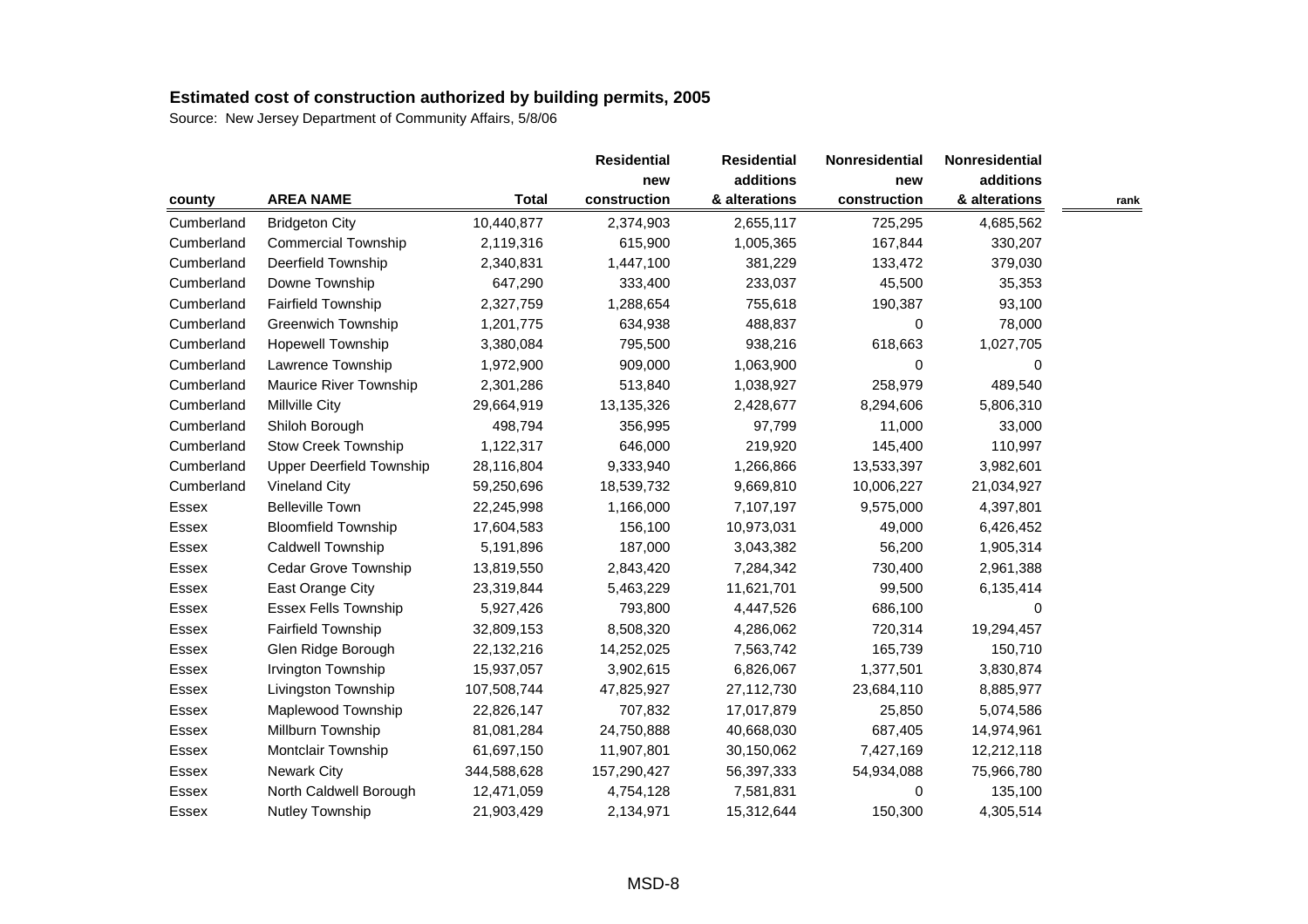# Estimated cost of construction authorized by building permits, 2005

Source: New Jersey Department of Community Affairs, 5/8/06

| county | AREA NAME | Total | Residential new construction | Residential additions & alterations | Nonresidential new construction | Nonresidential additions & alterations | rank |
|---|---|---|---|---|---|---|---|
| Cumberland | Bridgeton City | 10,440,877 | 2,374,903 | 2,655,117 | 725,295 | 4,685,562 | |
| Cumberland | Commercial Township | 2,119,316 | 615,900 | 1,005,365 | 167,844 | 330,207 | |
| Cumberland | Deerfield Township | 2,340,831 | 1,447,100 | 381,229 | 133,472 | 379,030 | |
| Cumberland | Downe Township | 647,290 | 333,400 | 233,037 | 45,500 | 35,353 | |
| Cumberland | Fairfield Township | 2,327,759 | 1,288,654 | 755,618 | 190,387 | 93,100 | |
| Cumberland | Greenwich Township | 1,201,775 | 634,938 | 488,837 | 0 | 78,000 | |
| Cumberland | Hopewell Township | 3,380,084 | 795,500 | 938,216 | 618,663 | 1,027,705 | |
| Cumberland | Lawrence Township | 1,972,900 | 909,000 | 1,063,900 | 0 | 0 | |
| Cumberland | Maurice River Township | 2,301,286 | 513,840 | 1,038,927 | 258,979 | 489,540 | |
| Cumberland | Millville City | 29,664,919 | 13,135,326 | 2,428,677 | 8,294,606 | 5,806,310 | |
| Cumberland | Shiloh Borough | 498,794 | 356,995 | 97,799 | 11,000 | 33,000 | |
| Cumberland | Stow Creek Township | 1,122,317 | 646,000 | 219,920 | 145,400 | 110,997 | |
| Cumberland | Upper Deerfield Township | 28,116,804 | 9,333,940 | 1,266,866 | 13,533,397 | 3,982,601 | |
| Cumberland | Vineland City | 59,250,696 | 18,539,732 | 9,669,810 | 10,006,227 | 21,034,927 | |
| Essex | Belleville Town | 22,245,998 | 1,166,000 | 7,107,197 | 9,575,000 | 4,397,801 | |
| Essex | Bloomfield Township | 17,604,583 | 156,100 | 10,973,031 | 49,000 | 6,426,452 | |
| Essex | Caldwell Township | 5,191,896 | 187,000 | 3,043,382 | 56,200 | 1,905,314 | |
| Essex | Cedar Grove Township | 13,819,550 | 2,843,420 | 7,284,342 | 730,400 | 2,961,388 | |
| Essex | East Orange City | 23,319,844 | 5,463,229 | 11,621,701 | 99,500 | 6,135,414 | |
| Essex | Essex Fells Township | 5,927,426 | 793,800 | 4,447,526 | 686,100 | 0 | |
| Essex | Fairfield Township | 32,809,153 | 8,508,320 | 4,286,062 | 720,314 | 19,294,457 | |
| Essex | Glen Ridge Borough | 22,132,216 | 14,252,025 | 7,563,742 | 165,739 | 150,710 | |
| Essex | Irvington Township | 15,937,057 | 3,902,615 | 6,826,067 | 1,377,501 | 3,830,874 | |
| Essex | Livingston Township | 107,508,744 | 47,825,927 | 27,112,730 | 23,684,110 | 8,885,977 | |
| Essex | Maplewood Township | 22,826,147 | 707,832 | 17,017,879 | 25,850 | 5,074,586 | |
| Essex | Millburn Township | 81,081,284 | 24,750,888 | 40,668,030 | 687,405 | 14,974,961 | |
| Essex | Montclair Township | 61,697,150 | 11,907,801 | 30,150,062 | 7,427,169 | 12,212,118 | |
| Essex | Newark City | 344,588,628 | 157,290,427 | 56,397,333 | 54,934,088 | 75,966,780 | |
| Essex | North Caldwell Borough | 12,471,059 | 4,754,128 | 7,581,831 | 0 | 135,100 | |
| Essex | Nutley Township | 21,903,429 | 2,134,971 | 15,312,644 | 150,300 | 4,305,514 | |

MSD-8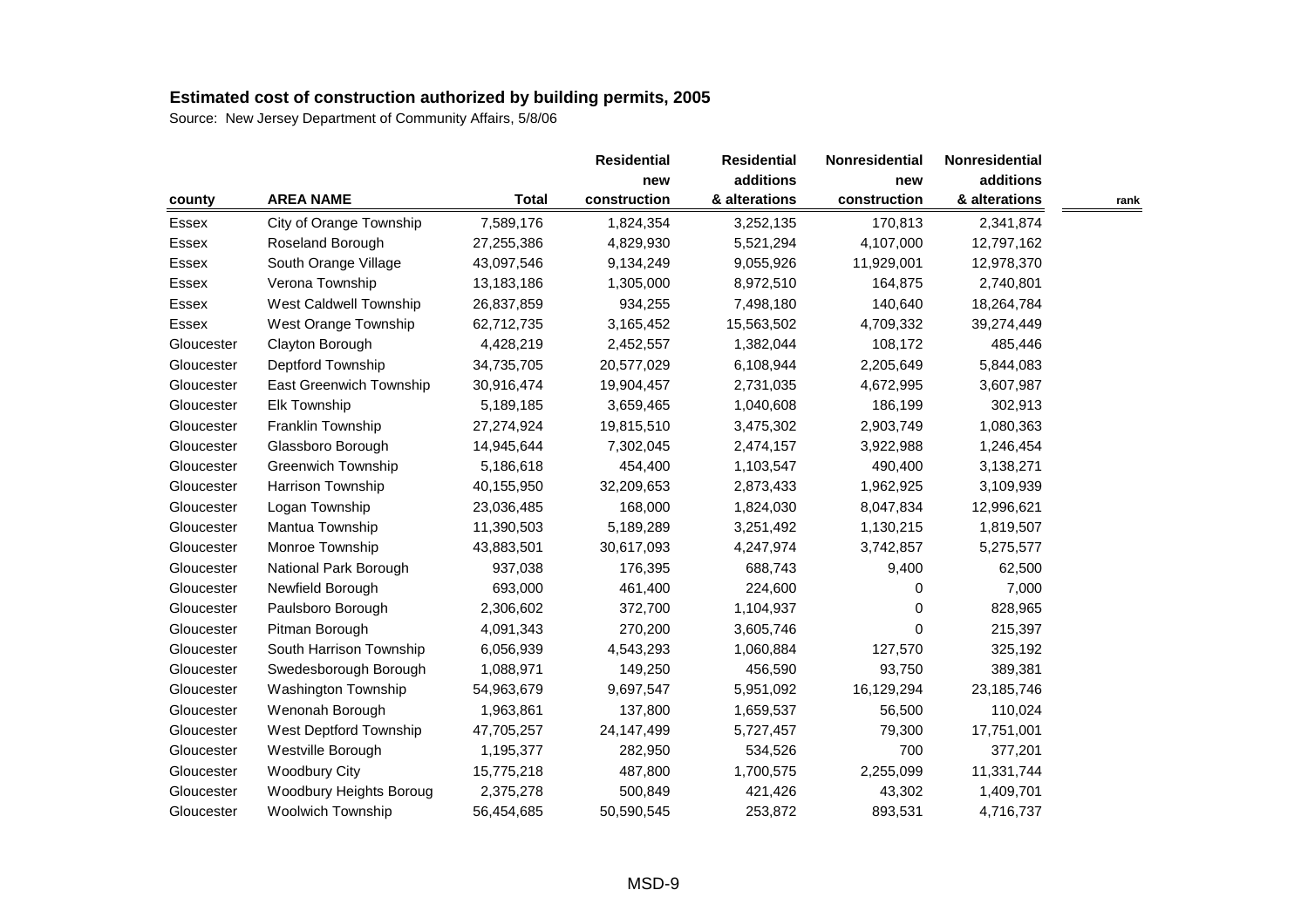## Estimated cost of construction authorized by building permits, 2005

Source: New Jersey Department of Community Affairs, 5/8/06

| county | AREA NAME | Total | Residential new construction | Residential additions & alterations | Nonresidential new construction | Nonresidential additions & alterations | rank |
|---|---|---|---|---|---|---|---|
| Essex | City of Orange Township | 7,589,176 | 1,824,354 | 3,252,135 | 170,813 | 2,341,874 | |
| Essex | Roseland Borough | 27,255,386 | 4,829,930 | 5,521,294 | 4,107,000 | 12,797,162 | |
| Essex | South Orange Village | 43,097,546 | 9,134,249 | 9,055,926 | 11,929,001 | 12,978,370 | |
| Essex | Verona Township | 13,183,186 | 1,305,000 | 8,972,510 | 164,875 | 2,740,801 | |
| Essex | West Caldwell Township | 26,837,859 | 934,255 | 7,498,180 | 140,640 | 18,264,784 | |
| Essex | West Orange Township | 62,712,735 | 3,165,452 | 15,563,502 | 4,709,332 | 39,274,449 | |
| Gloucester | Clayton Borough | 4,428,219 | 2,452,557 | 1,382,044 | 108,172 | 485,446 | |
| Gloucester | Deptford Township | 34,735,705 | 20,577,029 | 6,108,944 | 2,205,649 | 5,844,083 | |
| Gloucester | East Greenwich Township | 30,916,474 | 19,904,457 | 2,731,035 | 4,672,995 | 3,607,987 | |
| Gloucester | Elk Township | 5,189,185 | 3,659,465 | 1,040,608 | 186,199 | 302,913 | |
| Gloucester | Franklin Township | 27,274,924 | 19,815,510 | 3,475,302 | 2,903,749 | 1,080,363 | |
| Gloucester | Glassboro Borough | 14,945,644 | 7,302,045 | 2,474,157 | 3,922,988 | 1,246,454 | |
| Gloucester | Greenwich Township | 5,186,618 | 454,400 | 1,103,547 | 490,400 | 3,138,271 | |
| Gloucester | Harrison Township | 40,155,950 | 32,209,653 | 2,873,433 | 1,962,925 | 3,109,939 | |
| Gloucester | Logan Township | 23,036,485 | 168,000 | 1,824,030 | 8,047,834 | 12,996,621 | |
| Gloucester | Mantua Township | 11,390,503 | 5,189,289 | 3,251,492 | 1,130,215 | 1,819,507 | |
| Gloucester | Monroe Township | 43,883,501 | 30,617,093 | 4,247,974 | 3,742,857 | 5,275,577 | |
| Gloucester | National Park Borough | 937,038 | 176,395 | 688,743 | 9,400 | 62,500 | |
| Gloucester | Newfield Borough | 693,000 | 461,400 | 224,600 | 0 | 7,000 | |
| Gloucester | Paulsboro Borough | 2,306,602 | 372,700 | 1,104,937 | 0 | 828,965 | |
| Gloucester | Pitman Borough | 4,091,343 | 270,200 | 3,605,746 | 0 | 215,397 | |
| Gloucester | South Harrison Township | 6,056,939 | 4,543,293 | 1,060,884 | 127,570 | 325,192 | |
| Gloucester | Swedesborough Borough | 1,088,971 | 149,250 | 456,590 | 93,750 | 389,381 | |
| Gloucester | Washington Township | 54,963,679 | 9,697,547 | 5,951,092 | 16,129,294 | 23,185,746 | |
| Gloucester | Wenonah Borough | 1,963,861 | 137,800 | 1,659,537 | 56,500 | 110,024 | |
| Gloucester | West Deptford Township | 47,705,257 | 24,147,499 | 5,727,457 | 79,300 | 17,751,001 | |
| Gloucester | Westville Borough | 1,195,377 | 282,950 | 534,526 | 700 | 377,201 | |
| Gloucester | Woodbury City | 15,775,218 | 487,800 | 1,700,575 | 2,255,099 | 11,331,744 | |
| Gloucester | Woodbury Heights Boroug | 2,375,278 | 500,849 | 421,426 | 43,302 | 1,409,701 | |
| Gloucester | Woolwich Township | 56,454,685 | 50,590,545 | 253,872 | 893,531 | 4,716,737 | |

MSD-9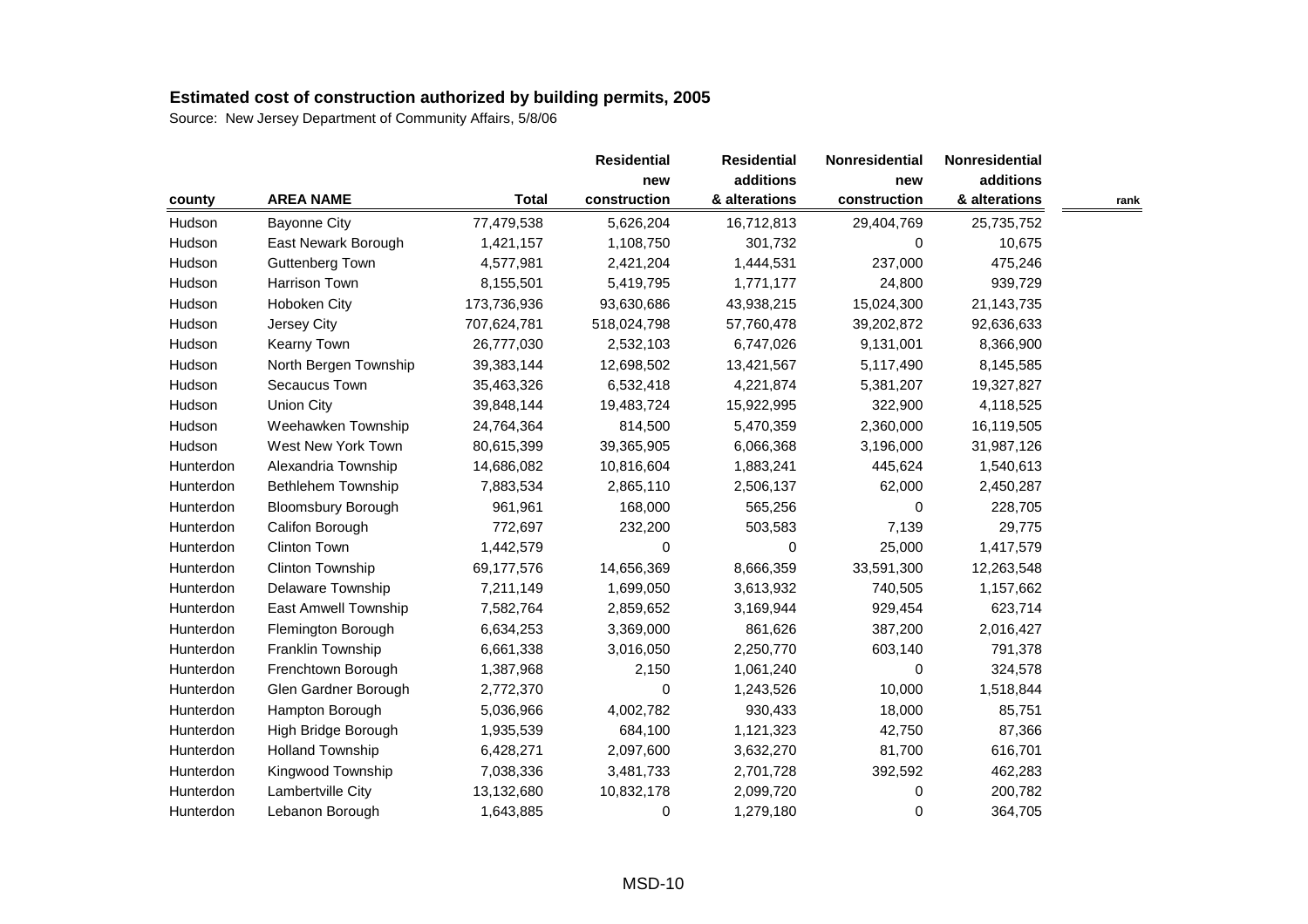## Estimated cost of construction authorized by building permits, 2005

Source: New Jersey Department of Community Affairs, 5/8/06

| county | AREA NAME | Total | Residential new construction | Residential additions & alterations | Nonresidential new construction | Nonresidential additions & alterations | rank |
|---|---|---|---|---|---|---|---|
| Hudson | Bayonne City | 77,479,538 | 5,626,204 | 16,712,813 | 29,404,769 | 25,735,752 | |
| Hudson | East Newark Borough | 1,421,157 | 1,108,750 | 301,732 | 0 | 10,675 | |
| Hudson | Guttenberg Town | 4,577,981 | 2,421,204 | 1,444,531 | 237,000 | 475,246 | |
| Hudson | Harrison Town | 8,155,501 | 5,419,795 | 1,771,177 | 24,800 | 939,729 | |
| Hudson | Hoboken City | 173,736,936 | 93,630,686 | 43,938,215 | 15,024,300 | 21,143,735 | |
| Hudson | Jersey City | 707,624,781 | 518,024,798 | 57,760,478 | 39,202,872 | 92,636,633 | |
| Hudson | Kearny Town | 26,777,030 | 2,532,103 | 6,747,026 | 9,131,001 | 8,366,900 | |
| Hudson | North Bergen Township | 39,383,144 | 12,698,502 | 13,421,567 | 5,117,490 | 8,145,585 | |
| Hudson | Secaucus Town | 35,463,326 | 6,532,418 | 4,221,874 | 5,381,207 | 19,327,827 | |
| Hudson | Union City | 39,848,144 | 19,483,724 | 15,922,995 | 322,900 | 4,118,525 | |
| Hudson | Weehawken Township | 24,764,364 | 814,500 | 5,470,359 | 2,360,000 | 16,119,505 | |
| Hudson | West New York Town | 80,615,399 | 39,365,905 | 6,066,368 | 3,196,000 | 31,987,126 | |
| Hunterdon | Alexandria Township | 14,686,082 | 10,816,604 | 1,883,241 | 445,624 | 1,540,613 | |
| Hunterdon | Bethlehem Township | 7,883,534 | 2,865,110 | 2,506,137 | 62,000 | 2,450,287 | |
| Hunterdon | Bloomsbury Borough | 961,961 | 168,000 | 565,256 | 0 | 228,705 | |
| Hunterdon | Califon Borough | 772,697 | 232,200 | 503,583 | 7,139 | 29,775 | |
| Hunterdon | Clinton Town | 1,442,579 | 0 | 0 | 25,000 | 1,417,579 | |
| Hunterdon | Clinton Township | 69,177,576 | 14,656,369 | 8,666,359 | 33,591,300 | 12,263,548 | |
| Hunterdon | Delaware Township | 7,211,149 | 1,699,050 | 3,613,932 | 740,505 | 1,157,662 | |
| Hunterdon | East Amwell Township | 7,582,764 | 2,859,652 | 3,169,944 | 929,454 | 623,714 | |
| Hunterdon | Flemington Borough | 6,634,253 | 3,369,000 | 861,626 | 387,200 | 2,016,427 | |
| Hunterdon | Franklin Township | 6,661,338 | 3,016,050 | 2,250,770 | 603,140 | 791,378 | |
| Hunterdon | Frenchtown Borough | 1,387,968 | 2,150 | 1,061,240 | 0 | 324,578 | |
| Hunterdon | Glen Gardner Borough | 2,772,370 | 0 | 1,243,526 | 10,000 | 1,518,844 | |
| Hunterdon | Hampton Borough | 5,036,966 | 4,002,782 | 930,433 | 18,000 | 85,751 | |
| Hunterdon | High Bridge Borough | 1,935,539 | 684,100 | 1,121,323 | 42,750 | 87,366 | |
| Hunterdon | Holland Township | 6,428,271 | 2,097,600 | 3,632,270 | 81,700 | 616,701 | |
| Hunterdon | Kingwood Township | 7,038,336 | 3,481,733 | 2,701,728 | 392,592 | 462,283 | |
| Hunterdon | Lambertville City | 13,132,680 | 10,832,178 | 2,099,720 | 0 | 200,782 | |
| Hunterdon | Lebanon Borough | 1,643,885 | 0 | 1,279,180 | 0 | 364,705 | |

MSD-10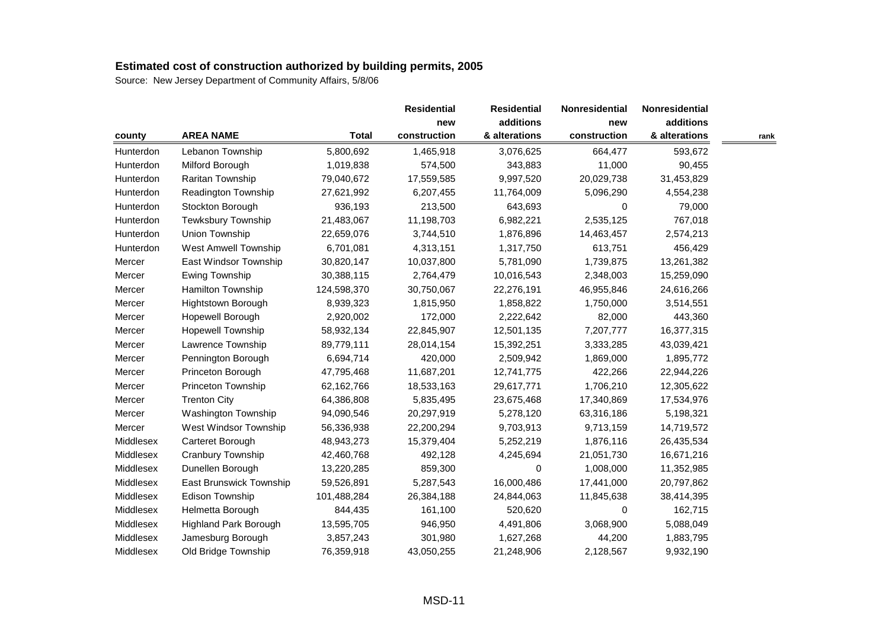**Estimated cost of construction authorized by building permits, 2005**

Source: New Jersey Department of Community Affairs, 5/8/06

| county | AREA NAME | Total | Residential new construction | Residential additions & alterations | Nonresidential new construction | Nonresidential additions & alterations | rank |
|---|---|---|---|---|---|---|---|
| Hunterdon | Lebanon Township | 5,800,692 | 1,465,918 | 3,076,625 | 664,477 | 593,672 | |
| Hunterdon | Milford Borough | 1,019,838 | 574,500 | 343,883 | 11,000 | 90,455 | |
| Hunterdon | Raritan Township | 79,040,672 | 17,559,585 | 9,997,520 | 20,029,738 | 31,453,829 | |
| Hunterdon | Readington Township | 27,621,992 | 6,207,455 | 11,764,009 | 5,096,290 | 4,554,238 | |
| Hunterdon | Stockton Borough | 936,193 | 213,500 | 643,693 | 0 | 79,000 | |
| Hunterdon | Tewksbury Township | 21,483,067 | 11,198,703 | 6,982,221 | 2,535,125 | 767,018 | |
| Hunterdon | Union Township | 22,659,076 | 3,744,510 | 1,876,896 | 14,463,457 | 2,574,213 | |
| Hunterdon | West Amwell Township | 6,701,081 | 4,313,151 | 1,317,750 | 613,751 | 456,429 | |
| Mercer | East Windsor Township | 30,820,147 | 10,037,800 | 5,781,090 | 1,739,875 | 13,261,382 | |
| Mercer | Ewing Township | 30,388,115 | 2,764,479 | 10,016,543 | 2,348,003 | 15,259,090 | |
| Mercer | Hamilton Township | 124,598,370 | 30,750,067 | 22,276,191 | 46,955,846 | 24,616,266 | |
| Mercer | Hightstown Borough | 8,939,323 | 1,815,950 | 1,858,822 | 1,750,000 | 3,514,551 | |
| Mercer | Hopewell Borough | 2,920,002 | 172,000 | 2,222,642 | 82,000 | 443,360 | |
| Mercer | Hopewell Township | 58,932,134 | 22,845,907 | 12,501,135 | 7,207,777 | 16,377,315 | |
| Mercer | Lawrence Township | 89,779,111 | 28,014,154 | 15,392,251 | 3,333,285 | 43,039,421 | |
| Mercer | Pennington Borough | 6,694,714 | 420,000 | 2,509,942 | 1,869,000 | 1,895,772 | |
| Mercer | Princeton Borough | 47,795,468 | 11,687,201 | 12,741,775 | 422,266 | 22,944,226 | |
| Mercer | Princeton Township | 62,162,766 | 18,533,163 | 29,617,771 | 1,706,210 | 12,305,622 | |
| Mercer | Trenton City | 64,386,808 | 5,835,495 | 23,675,468 | 17,340,869 | 17,534,976 | |
| Mercer | Washington Township | 94,090,546 | 20,297,919 | 5,278,120 | 63,316,186 | 5,198,321 | |
| Mercer | West Windsor Township | 56,336,938 | 22,200,294 | 9,703,913 | 9,713,159 | 14,719,572 | |
| Middlesex | Carteret Borough | 48,943,273 | 15,379,404 | 5,252,219 | 1,876,116 | 26,435,534 | |
| Middlesex | Cranbury Township | 42,460,768 | 492,128 | 4,245,694 | 21,051,730 | 16,671,216 | |
| Middlesex | Dunellen Borough | 13,220,285 | 859,300 | 0 | 1,008,000 | 11,352,985 | |
| Middlesex | East Brunswick Township | 59,526,891 | 5,287,543 | 16,000,486 | 17,441,000 | 20,797,862 | |
| Middlesex | Edison Township | 101,488,284 | 26,384,188 | 24,844,063 | 11,845,638 | 38,414,395 | |
| Middlesex | Helmetta Borough | 844,435 | 161,100 | 520,620 | 0 | 162,715 | |
| Middlesex | Highland Park Borough | 13,595,705 | 946,950 | 4,491,806 | 3,068,900 | 5,088,049 | |
| Middlesex | Jamesburg Borough | 3,857,243 | 301,980 | 1,627,268 | 44,200 | 1,883,795 | |
| Middlesex | Old Bridge Township | 76,359,918 | 43,050,255 | 21,248,906 | 2,128,567 | 9,932,190 | |

MSD-11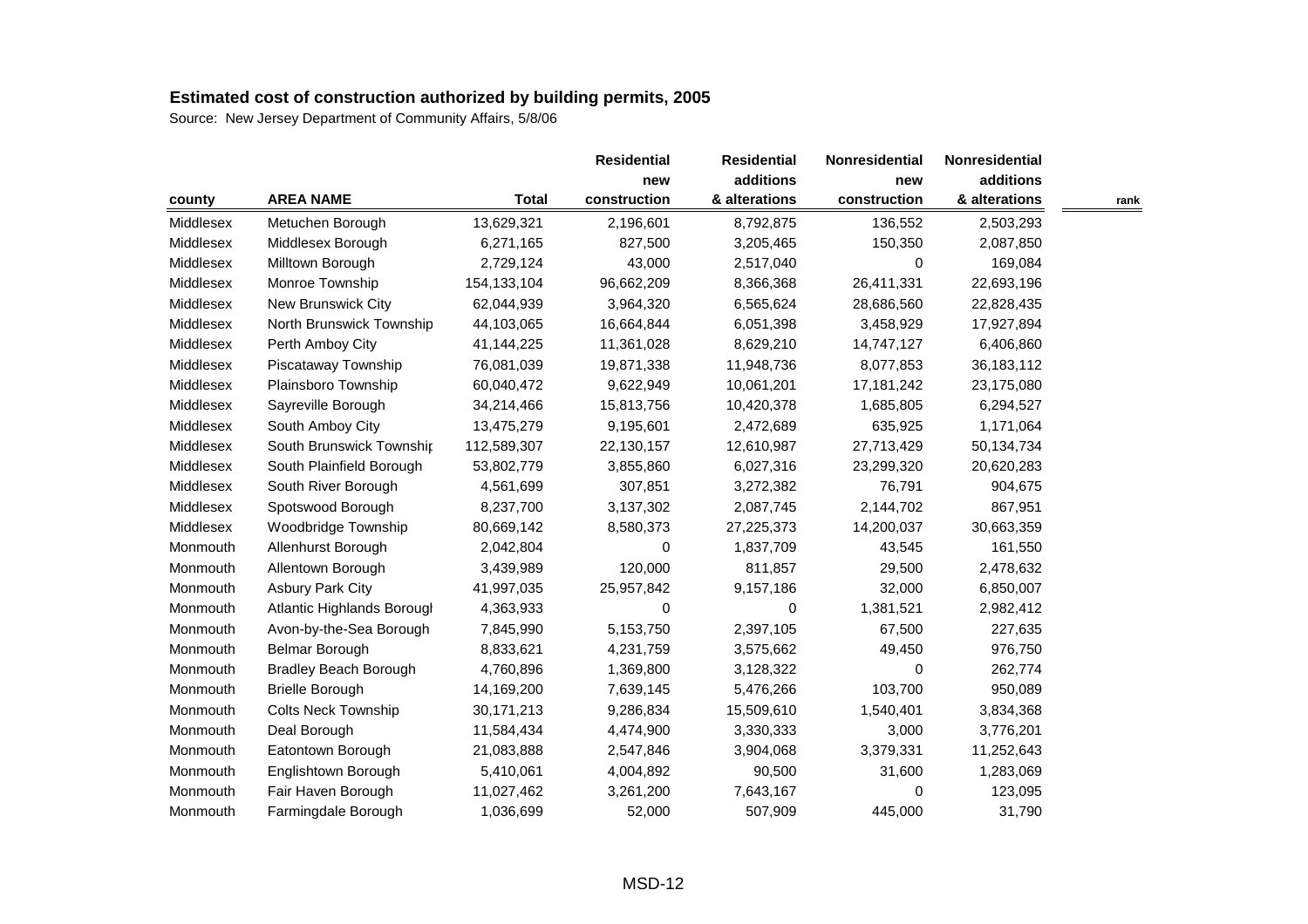## Estimated cost of construction authorized by building permits, 2005

Source: New Jersey Department of Community Affairs, 5/8/06

| county | AREA NAME | Total | Residential new construction | Residential additions & alterations | Nonresidential new construction | Nonresidential additions & alterations | rank |
|---|---|---|---|---|---|---|---|
| Middlesex | Metuchen Borough | 13,629,321 | 2,196,601 | 8,792,875 | 136,552 | 2,503,293 | |
| Middlesex | Middlesex Borough | 6,271,165 | 827,500 | 3,205,465 | 150,350 | 2,087,850 | |
| Middlesex | Milltown Borough | 2,729,124 | 43,000 | 2,517,040 | 0 | 169,084 | |
| Middlesex | Monroe Township | 154,133,104 | 96,662,209 | 8,366,368 | 26,411,331 | 22,693,196 | |
| Middlesex | New Brunswick City | 62,044,939 | 3,964,320 | 6,565,624 | 28,686,560 | 22,828,435 | |
| Middlesex | North Brunswick Township | 44,103,065 | 16,664,844 | 6,051,398 | 3,458,929 | 17,927,894 | |
| Middlesex | Perth Amboy City | 41,144,225 | 11,361,028 | 8,629,210 | 14,747,127 | 6,406,860 | |
| Middlesex | Piscataway Township | 76,081,039 | 19,871,338 | 11,948,736 | 8,077,853 | 36,183,112 | |
| Middlesex | Plainsboro Township | 60,040,472 | 9,622,949 | 10,061,201 | 17,181,242 | 23,175,080 | |
| Middlesex | Sayreville Borough | 34,214,466 | 15,813,756 | 10,420,378 | 1,685,805 | 6,294,527 | |
| Middlesex | South Amboy City | 13,475,279 | 9,195,601 | 2,472,689 | 635,925 | 1,171,064 | |
| Middlesex | South Brunswick Township | 112,589,307 | 22,130,157 | 12,610,987 | 27,713,429 | 50,134,734 | |
| Middlesex | South Plainfield Borough | 53,802,779 | 3,855,860 | 6,027,316 | 23,299,320 | 20,620,283 | |
| Middlesex | South River Borough | 4,561,699 | 307,851 | 3,272,382 | 76,791 | 904,675 | |
| Middlesex | Spotswood Borough | 8,237,700 | 3,137,302 | 2,087,745 | 2,144,702 | 867,951 | |
| Middlesex | Woodbridge Township | 80,669,142 | 8,580,373 | 27,225,373 | 14,200,037 | 30,663,359 | |
| Monmouth | Allenhurst Borough | 2,042,804 | 0 | 1,837,709 | 43,545 | 161,550 | |
| Monmouth | Allentown Borough | 3,439,989 | 120,000 | 811,857 | 29,500 | 2,478,632 | |
| Monmouth | Asbury Park City | 41,997,035 | 25,957,842 | 9,157,186 | 32,000 | 6,850,007 | |
| Monmouth | Atlantic Highlands Borough | 4,363,933 | 0 | 0 | 1,381,521 | 2,982,412 | |
| Monmouth | Avon-by-the-Sea Borough | 7,845,990 | 5,153,750 | 2,397,105 | 67,500 | 227,635 | |
| Monmouth | Belmar Borough | 8,833,621 | 4,231,759 | 3,575,662 | 49,450 | 976,750 | |
| Monmouth | Bradley Beach Borough | 4,760,896 | 1,369,800 | 3,128,322 | 0 | 262,774 | |
| Monmouth | Brielle Borough | 14,169,200 | 7,639,145 | 5,476,266 | 103,700 | 950,089 | |
| Monmouth | Colts Neck Township | 30,171,213 | 9,286,834 | 15,509,610 | 1,540,401 | 3,834,368 | |
| Monmouth | Deal Borough | 11,584,434 | 4,474,900 | 3,330,333 | 3,000 | 3,776,201 | |
| Monmouth | Eatontown Borough | 21,083,888 | 2,547,846 | 3,904,068 | 3,379,331 | 11,252,643 | |
| Monmouth | Englishtown Borough | 5,410,061 | 4,004,892 | 90,500 | 31,600 | 1,283,069 | |
| Monmouth | Fair Haven Borough | 11,027,462 | 3,261,200 | 7,643,167 | 0 | 123,095 | |
| Monmouth | Farmingdale Borough | 1,036,699 | 52,000 | 507,909 | 445,000 | 31,790 | |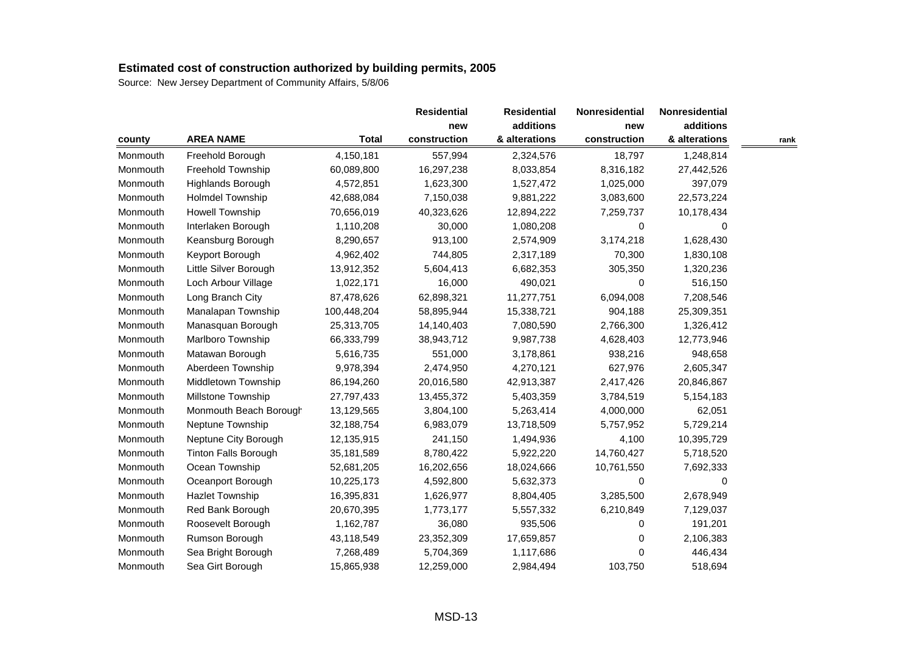# Estimated cost of construction authorized by building permits, 2005

Source: New Jersey Department of Community Affairs, 5/8/06

| county | AREA NAME | Total | Residential new construction | Residential additions & alterations | Nonresidential new construction | Nonresidential additions & alterations | rank |
|---|---|---|---|---|---|---|---|
| Monmouth | Freehold Borough | 4,150,181 | 557,994 | 2,324,576 | 18,797 | 1,248,814 | |
| Monmouth | Freehold Township | 60,089,800 | 16,297,238 | 8,033,854 | 8,316,182 | 27,442,526 | |
| Monmouth | Highlands Borough | 4,572,851 | 1,623,300 | 1,527,472 | 1,025,000 | 397,079 | |
| Monmouth | Holmdel Township | 42,688,084 | 7,150,038 | 9,881,222 | 3,083,600 | 22,573,224 | |
| Monmouth | Howell Township | 70,656,019 | 40,323,626 | 12,894,222 | 7,259,737 | 10,178,434 | |
| Monmouth | Interlaken Borough | 1,110,208 | 30,000 | 1,080,208 | 0 | 0 | |
| Monmouth | Keansburg Borough | 8,290,657 | 913,100 | 2,574,909 | 3,174,218 | 1,628,430 | |
| Monmouth | Keyport Borough | 4,962,402 | 744,805 | 2,317,189 | 70,300 | 1,830,108 | |
| Monmouth | Little Silver Borough | 13,912,352 | 5,604,413 | 6,682,353 | 305,350 | 1,320,236 | |
| Monmouth | Loch Arbour Village | 1,022,171 | 16,000 | 490,021 | 0 | 516,150 | |
| Monmouth | Long Branch City | 87,478,626 | 62,898,321 | 11,277,751 | 6,094,008 | 7,208,546 | |
| Monmouth | Manalapan Township | 100,448,204 | 58,895,944 | 15,338,721 | 904,188 | 25,309,351 | |
| Monmouth | Manasquan Borough | 25,313,705 | 14,140,403 | 7,080,590 | 2,766,300 | 1,326,412 | |
| Monmouth | Marlboro Township | 66,333,799 | 38,943,712 | 9,987,738 | 4,628,403 | 12,773,946 | |
| Monmouth | Matawan Borough | 5,616,735 | 551,000 | 3,178,861 | 938,216 | 948,658 | |
| Monmouth | Aberdeen Township | 9,978,394 | 2,474,950 | 4,270,121 | 627,976 | 2,605,347 | |
| Monmouth | Middletown Township | 86,194,260 | 20,016,580 | 42,913,387 | 2,417,426 | 20,846,867 | |
| Monmouth | Millstone Township | 27,797,433 | 13,455,372 | 5,403,359 | 3,784,519 | 5,154,183 | |
| Monmouth | Monmouth Beach Borough | 13,129,565 | 3,804,100 | 5,263,414 | 4,000,000 | 62,051 | |
| Monmouth | Neptune Township | 32,188,754 | 6,983,079 | 13,718,509 | 5,757,952 | 5,729,214 | |
| Monmouth | Neptune City Borough | 12,135,915 | 241,150 | 1,494,936 | 4,100 | 10,395,729 | |
| Monmouth | Tinton Falls Borough | 35,181,589 | 8,780,422 | 5,922,220 | 14,760,427 | 5,718,520 | |
| Monmouth | Ocean Township | 52,681,205 | 16,202,656 | 18,024,666 | 10,761,550 | 7,692,333 | |
| Monmouth | Oceanport Borough | 10,225,173 | 4,592,800 | 5,632,373 | 0 | 0 | |
| Monmouth | Hazlet Township | 16,395,831 | 1,626,977 | 8,804,405 | 3,285,500 | 2,678,949 | |
| Monmouth | Red Bank Borough | 20,670,395 | 1,773,177 | 5,557,332 | 6,210,849 | 7,129,037 | |
| Monmouth | Roosevelt Borough | 1,162,787 | 36,080 | 935,506 | 0 | 191,201 | |
| Monmouth | Rumson Borough | 43,118,549 | 23,352,309 | 17,659,857 | 0 | 2,106,383 | |
| Monmouth | Sea Bright Borough | 7,268,489 | 5,704,369 | 1,117,686 | 0 | 446,434 | |
| Monmouth | Sea Girt Borough | 15,865,938 | 12,259,000 | 2,984,494 | 103,750 | 518,694 | |

MSD-13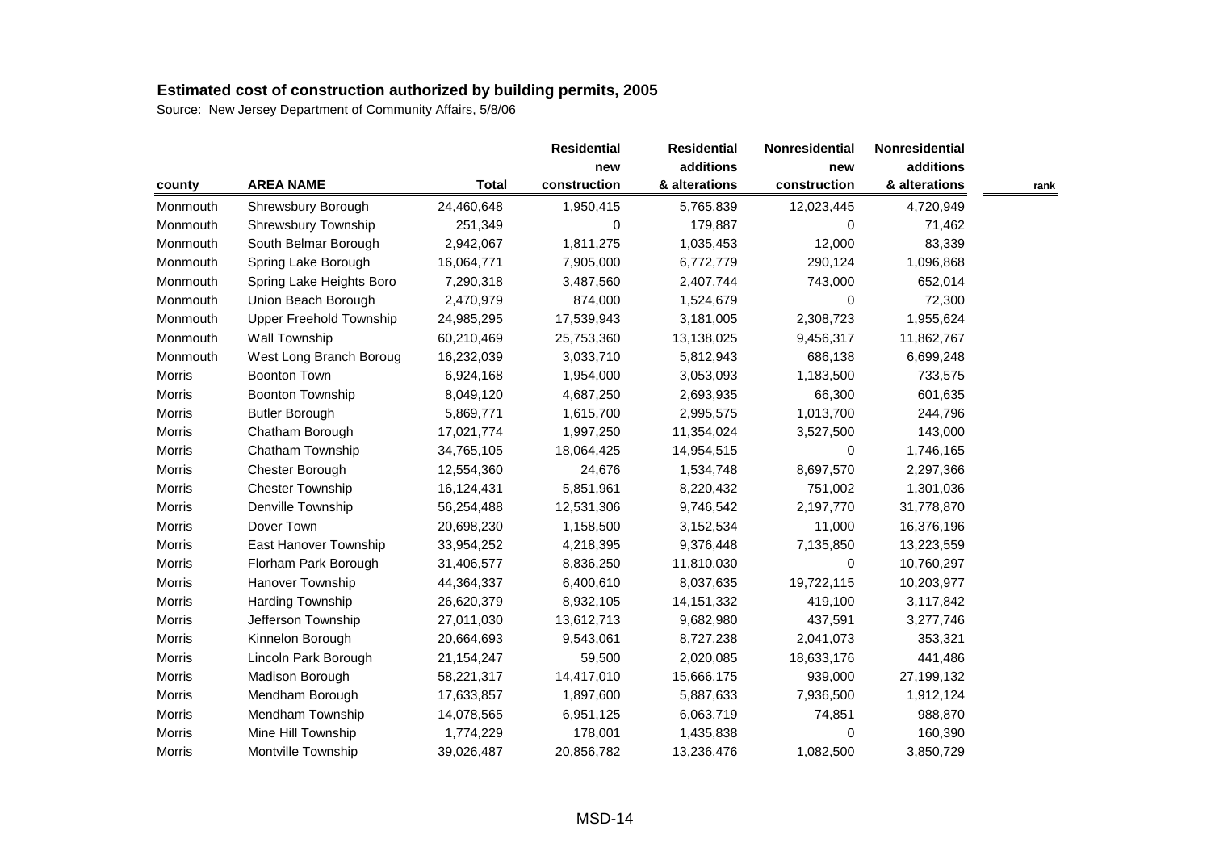# Estimated cost of construction authorized by building permits, 2005

Source: New Jersey Department of Community Affairs, 5/8/06

| county | AREA NAME | Total | Residential new construction | Residential additions & alterations | Nonresidential new construction | Nonresidential additions & alterations | rank |
|---|---|---|---|---|---|---|---|
| Monmouth | Shrewsbury Borough | 24,460,648 | 1,950,415 | 5,765,839 | 12,023,445 | 4,720,949 | |
| Monmouth | Shrewsbury Township | 251,349 | 0 | 179,887 | 0 | 71,462 | |
| Monmouth | South Belmar Borough | 2,942,067 | 1,811,275 | 1,035,453 | 12,000 | 83,339 | |
| Monmouth | Spring Lake Borough | 16,064,771 | 7,905,000 | 6,772,779 | 290,124 | 1,096,868 | |
| Monmouth | Spring Lake Heights Boro | 7,290,318 | 3,487,560 | 2,407,744 | 743,000 | 652,014 | |
| Monmouth | Union Beach Borough | 2,470,979 | 874,000 | 1,524,679 | 0 | 72,300 | |
| Monmouth | Upper Freehold Township | 24,985,295 | 17,539,943 | 3,181,005 | 2,308,723 | 1,955,624 | |
| Monmouth | Wall Township | 60,210,469 | 25,753,360 | 13,138,025 | 9,456,317 | 11,862,767 | |
| Monmouth | West Long Branch Boroug | 16,232,039 | 3,033,710 | 5,812,943 | 686,138 | 6,699,248 | |
| Morris | Boonton Town | 6,924,168 | 1,954,000 | 3,053,093 | 1,183,500 | 733,575 | |
| Morris | Boonton Township | 8,049,120 | 4,687,250 | 2,693,935 | 66,300 | 601,635 | |
| Morris | Butler Borough | 5,869,771 | 1,615,700 | 2,995,575 | 1,013,700 | 244,796 | |
| Morris | Chatham Borough | 17,021,774 | 1,997,250 | 11,354,024 | 3,527,500 | 143,000 | |
| Morris | Chatham Township | 34,765,105 | 18,064,425 | 14,954,515 | 0 | 1,746,165 | |
| Morris | Chester Borough | 12,554,360 | 24,676 | 1,534,748 | 8,697,570 | 2,297,366 | |
| Morris | Chester Township | 16,124,431 | 5,851,961 | 8,220,432 | 751,002 | 1,301,036 | |
| Morris | Denville Township | 56,254,488 | 12,531,306 | 9,746,542 | 2,197,770 | 31,778,870 | |
| Morris | Dover Town | 20,698,230 | 1,158,500 | 3,152,534 | 11,000 | 16,376,196 | |
| Morris | East Hanover Township | 33,954,252 | 4,218,395 | 9,376,448 | 7,135,850 | 13,223,559 | |
| Morris | Florham Park Borough | 31,406,577 | 8,836,250 | 11,810,030 | 0 | 10,760,297 | |
| Morris | Hanover Township | 44,364,337 | 6,400,610 | 8,037,635 | 19,722,115 | 10,203,977 | |
| Morris | Harding Township | 26,620,379 | 8,932,105 | 14,151,332 | 419,100 | 3,117,842 | |
| Morris | Jefferson Township | 27,011,030 | 13,612,713 | 9,682,980 | 437,591 | 3,277,746 | |
| Morris | Kinnelon Borough | 20,664,693 | 9,543,061 | 8,727,238 | 2,041,073 | 353,321 | |
| Morris | Lincoln Park Borough | 21,154,247 | 59,500 | 2,020,085 | 18,633,176 | 441,486 | |
| Morris | Madison Borough | 58,221,317 | 14,417,010 | 15,666,175 | 939,000 | 27,199,132 | |
| Morris | Mendham Borough | 17,633,857 | 1,897,600 | 5,887,633 | 7,936,500 | 1,912,124 | |
| Morris | Mendham Township | 14,078,565 | 6,951,125 | 6,063,719 | 74,851 | 988,870 | |
| Morris | Mine Hill Township | 1,774,229 | 178,001 | 1,435,838 | 0 | 160,390 | |
| Morris | Montville Township | 39,026,487 | 20,856,782 | 13,236,476 | 1,082,500 | 3,850,729 | |

MSD-14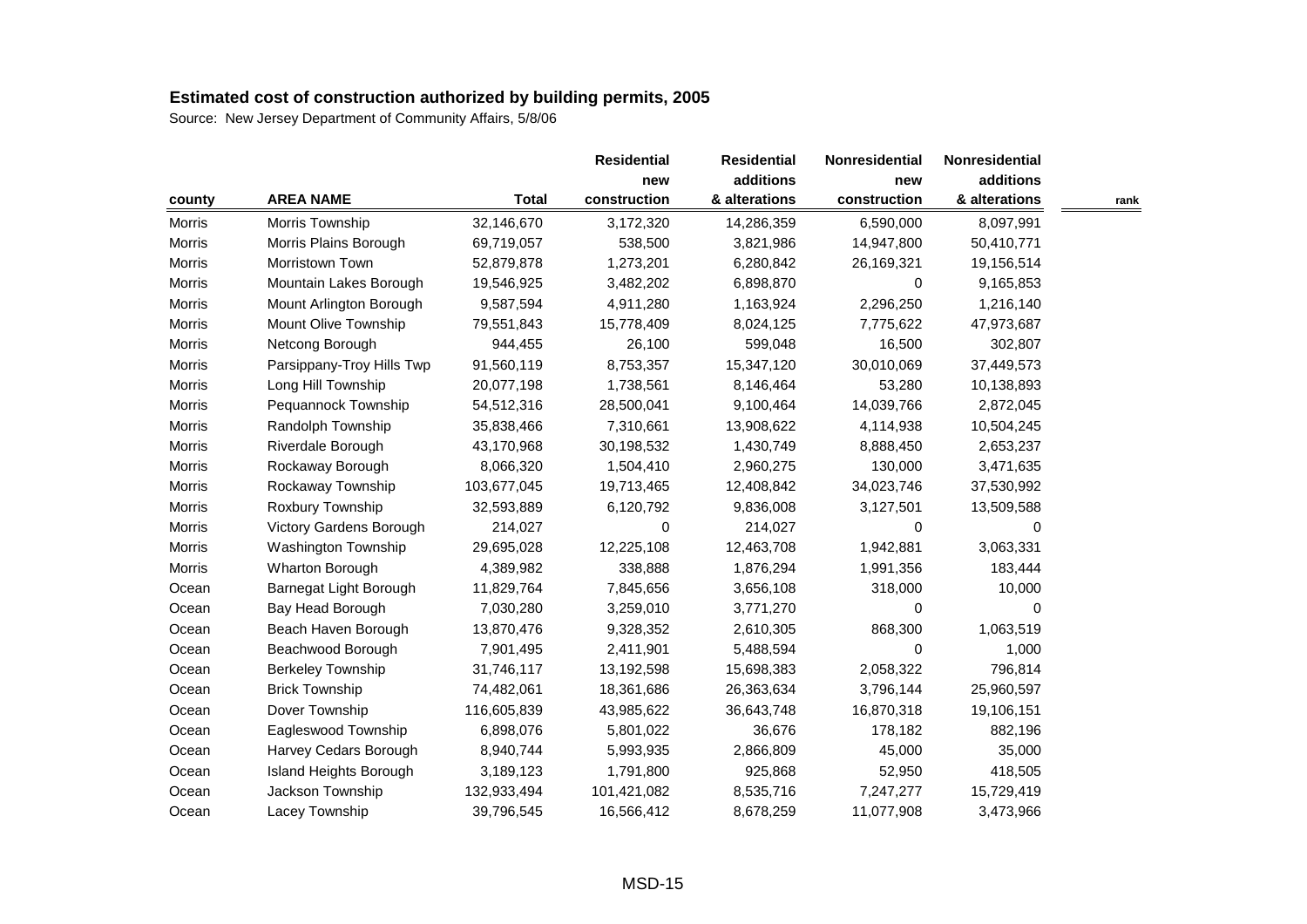## Estimated cost of construction authorized by building permits, 2005

Source: New Jersey Department of Community Affairs, 5/8/06

| county | AREA NAME | Total | Residential new construction | Residential additions & alterations | Nonresidential new construction | Nonresidential additions & alterations | rank |
|---|---|---|---|---|---|---|---|
| Morris | Morris Township | 32,146,670 | 3,172,320 | 14,286,359 | 6,590,000 | 8,097,991 | |
| Morris | Morris Plains Borough | 69,719,057 | 538,500 | 3,821,986 | 14,947,800 | 50,410,771 | |
| Morris | Morristown Town | 52,879,878 | 1,273,201 | 6,280,842 | 26,169,321 | 19,156,514 | |
| Morris | Mountain Lakes Borough | 19,546,925 | 3,482,202 | 6,898,870 | 0 | 9,165,853 | |
| Morris | Mount Arlington Borough | 9,587,594 | 4,911,280 | 1,163,924 | 2,296,250 | 1,216,140 | |
| Morris | Mount Olive Township | 79,551,843 | 15,778,409 | 8,024,125 | 7,775,622 | 47,973,687 | |
| Morris | Netcong Borough | 944,455 | 26,100 | 599,048 | 16,500 | 302,807 | |
| Morris | Parsippany-Troy Hills Twp | 91,560,119 | 8,753,357 | 15,347,120 | 30,010,069 | 37,449,573 | |
| Morris | Long Hill Township | 20,077,198 | 1,738,561 | 8,146,464 | 53,280 | 10,138,893 | |
| Morris | Pequannock Township | 54,512,316 | 28,500,041 | 9,100,464 | 14,039,766 | 2,872,045 | |
| Morris | Randolph Township | 35,838,466 | 7,310,661 | 13,908,622 | 4,114,938 | 10,504,245 | |
| Morris | Riverdale Borough | 43,170,968 | 30,198,532 | 1,430,749 | 8,888,450 | 2,653,237 | |
| Morris | Rockaway Borough | 8,066,320 | 1,504,410 | 2,960,275 | 130,000 | 3,471,635 | |
| Morris | Rockaway Township | 103,677,045 | 19,713,465 | 12,408,842 | 34,023,746 | 37,530,992 | |
| Morris | Roxbury Township | 32,593,889 | 6,120,792 | 9,836,008 | 3,127,501 | 13,509,588 | |
| Morris | Victory Gardens Borough | 214,027 | 0 | 214,027 | 0 | 0 | |
| Morris | Washington Township | 29,695,028 | 12,225,108 | 12,463,708 | 1,942,881 | 3,063,331 | |
| Morris | Wharton Borough | 4,389,982 | 338,888 | 1,876,294 | 1,991,356 | 183,444 | |
| Ocean | Barnegat Light Borough | 11,829,764 | 7,845,656 | 3,656,108 | 318,000 | 10,000 | |
| Ocean | Bay Head Borough | 7,030,280 | 3,259,010 | 3,771,270 | 0 | 0 | |
| Ocean | Beach Haven Borough | 13,870,476 | 9,328,352 | 2,610,305 | 868,300 | 1,063,519 | |
| Ocean | Beachwood Borough | 7,901,495 | 2,411,901 | 5,488,594 | 0 | 1,000 | |
| Ocean | Berkeley Township | 31,746,117 | 13,192,598 | 15,698,383 | 2,058,322 | 796,814 | |
| Ocean | Brick Township | 74,482,061 | 18,361,686 | 26,363,634 | 3,796,144 | 25,960,597 | |
| Ocean | Dover Township | 116,605,839 | 43,985,622 | 36,643,748 | 16,870,318 | 19,106,151 | |
| Ocean | Eagleswood Township | 6,898,076 | 5,801,022 | 36,676 | 178,182 | 882,196 | |
| Ocean | Harvey Cedars Borough | 8,940,744 | 5,993,935 | 2,866,809 | 45,000 | 35,000 | |
| Ocean | Island Heights Borough | 3,189,123 | 1,791,800 | 925,868 | 52,950 | 418,505 | |
| Ocean | Jackson Township | 132,933,494 | 101,421,082 | 8,535,716 | 7,247,277 | 15,729,419 | |
| Ocean | Lacey Township | 39,796,545 | 16,566,412 | 8,678,259 | 11,077,908 | 3,473,966 | |

MSD-15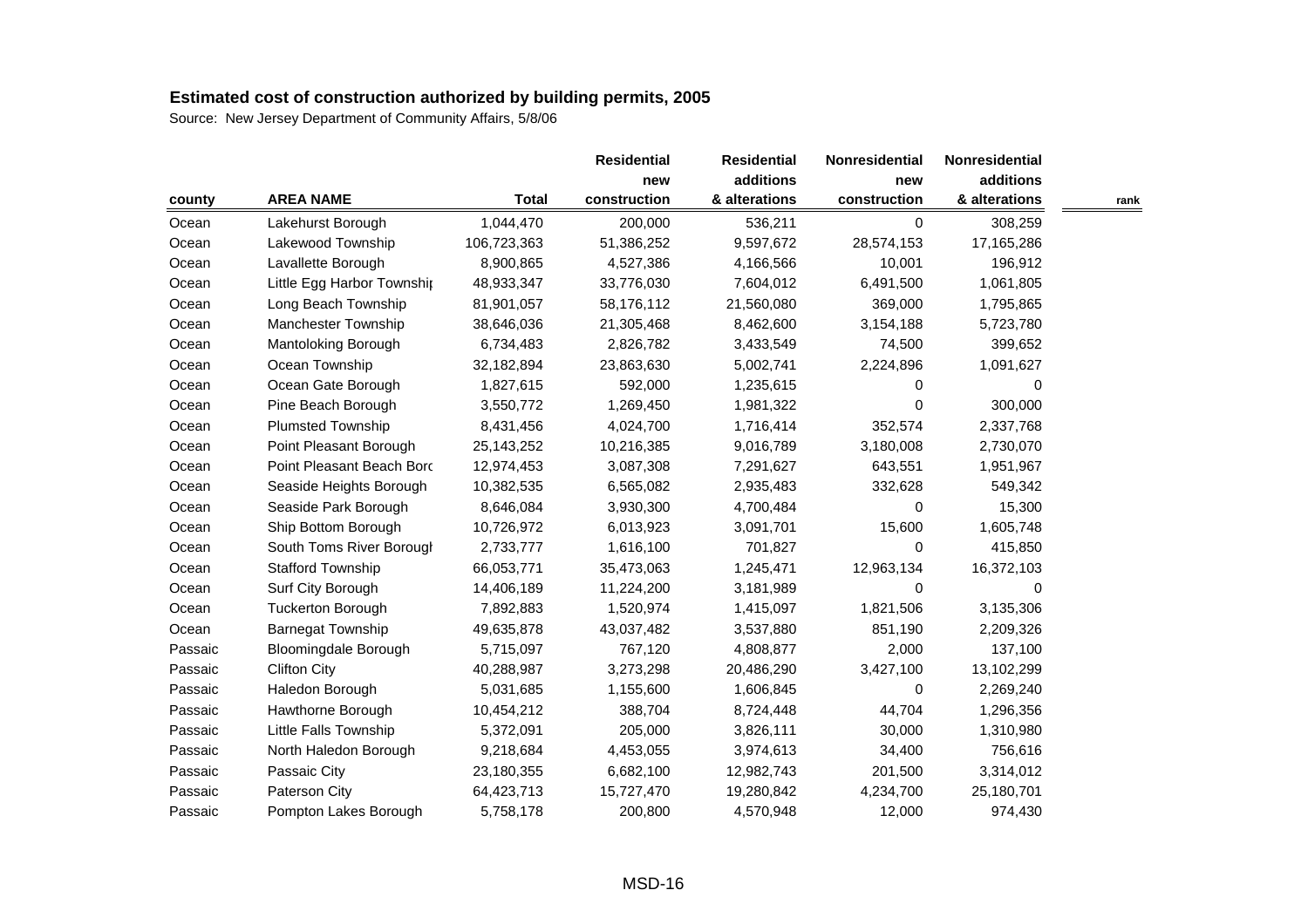## Estimated cost of construction authorized by building permits, 2005

Source: New Jersey Department of Community Affairs, 5/8/06

| county | AREA NAME | Total | Residential new construction | Residential additions & alterations | Nonresidential new construction | Nonresidential additions & alterations | rank |
|---|---|---|---|---|---|---|---|
| Ocean | Lakehurst Borough | 1,044,470 | 200,000 | 536,211 | 0 | 308,259 | |
| Ocean | Lakewood Township | 106,723,363 | 51,386,252 | 9,597,672 | 28,574,153 | 17,165,286 | |
| Ocean | Lavallette Borough | 8,900,865 | 4,527,386 | 4,166,566 | 10,001 | 196,912 | |
| Ocean | Little Egg Harbor Townshir | 48,933,347 | 33,776,030 | 7,604,012 | 6,491,500 | 1,061,805 | |
| Ocean | Long Beach Township | 81,901,057 | 58,176,112 | 21,560,080 | 369,000 | 1,795,865 | |
| Ocean | Manchester Township | 38,646,036 | 21,305,468 | 8,462,600 | 3,154,188 | 5,723,780 | |
| Ocean | Mantoloking Borough | 6,734,483 | 2,826,782 | 3,433,549 | 74,500 | 399,652 | |
| Ocean | Ocean Township | 32,182,894 | 23,863,630 | 5,002,741 | 2,224,896 | 1,091,627 | |
| Ocean | Ocean Gate Borough | 1,827,615 | 592,000 | 1,235,615 | 0 | 0 | |
| Ocean | Pine Beach Borough | 3,550,772 | 1,269,450 | 1,981,322 | 0 | 300,000 | |
| Ocean | Plumsted Township | 8,431,456 | 4,024,700 | 1,716,414 | 352,574 | 2,337,768 | |
| Ocean | Point Pleasant Borough | 25,143,252 | 10,216,385 | 9,016,789 | 3,180,008 | 2,730,070 | |
| Ocean | Point Pleasant Beach Borc | 12,974,453 | 3,087,308 | 7,291,627 | 643,551 | 1,951,967 | |
| Ocean | Seaside Heights Borough | 10,382,535 | 6,565,082 | 2,935,483 | 332,628 | 549,342 | |
| Ocean | Seaside Park Borough | 8,646,084 | 3,930,300 | 4,700,484 | 0 | 15,300 | |
| Ocean | Ship Bottom Borough | 10,726,972 | 6,013,923 | 3,091,701 | 15,600 | 1,605,748 | |
| Ocean | South Toms River Borough | 2,733,777 | 1,616,100 | 701,827 | 0 | 415,850 | |
| Ocean | Stafford Township | 66,053,771 | 35,473,063 | 1,245,471 | 12,963,134 | 16,372,103 | |
| Ocean | Surf City Borough | 14,406,189 | 11,224,200 | 3,181,989 | 0 | 0 | |
| Ocean | Tuckerton Borough | 7,892,883 | 1,520,974 | 1,415,097 | 1,821,506 | 3,135,306 | |
| Ocean | Barnegat Township | 49,635,878 | 43,037,482 | 3,537,880 | 851,190 | 2,209,326 | |
| Passaic | Bloomingdale Borough | 5,715,097 | 767,120 | 4,808,877 | 2,000 | 137,100 | |
| Passaic | Clifton City | 40,288,987 | 3,273,298 | 20,486,290 | 3,427,100 | 13,102,299 | |
| Passaic | Haledon Borough | 5,031,685 | 1,155,600 | 1,606,845 | 0 | 2,269,240 | |
| Passaic | Hawthorne Borough | 10,454,212 | 388,704 | 8,724,448 | 44,704 | 1,296,356 | |
| Passaic | Little Falls Township | 5,372,091 | 205,000 | 3,826,111 | 30,000 | 1,310,980 | |
| Passaic | North Haledon Borough | 9,218,684 | 4,453,055 | 3,974,613 | 34,400 | 756,616 | |
| Passaic | Passaic City | 23,180,355 | 6,682,100 | 12,982,743 | 201,500 | 3,314,012 | |
| Passaic | Paterson City | 64,423,713 | 15,727,470 | 19,280,842 | 4,234,700 | 25,180,701 | |
| Passaic | Pompton Lakes Borough | 5,758,178 | 200,800 | 4,570,948 | 12,000 | 974,430 | |

MSD-16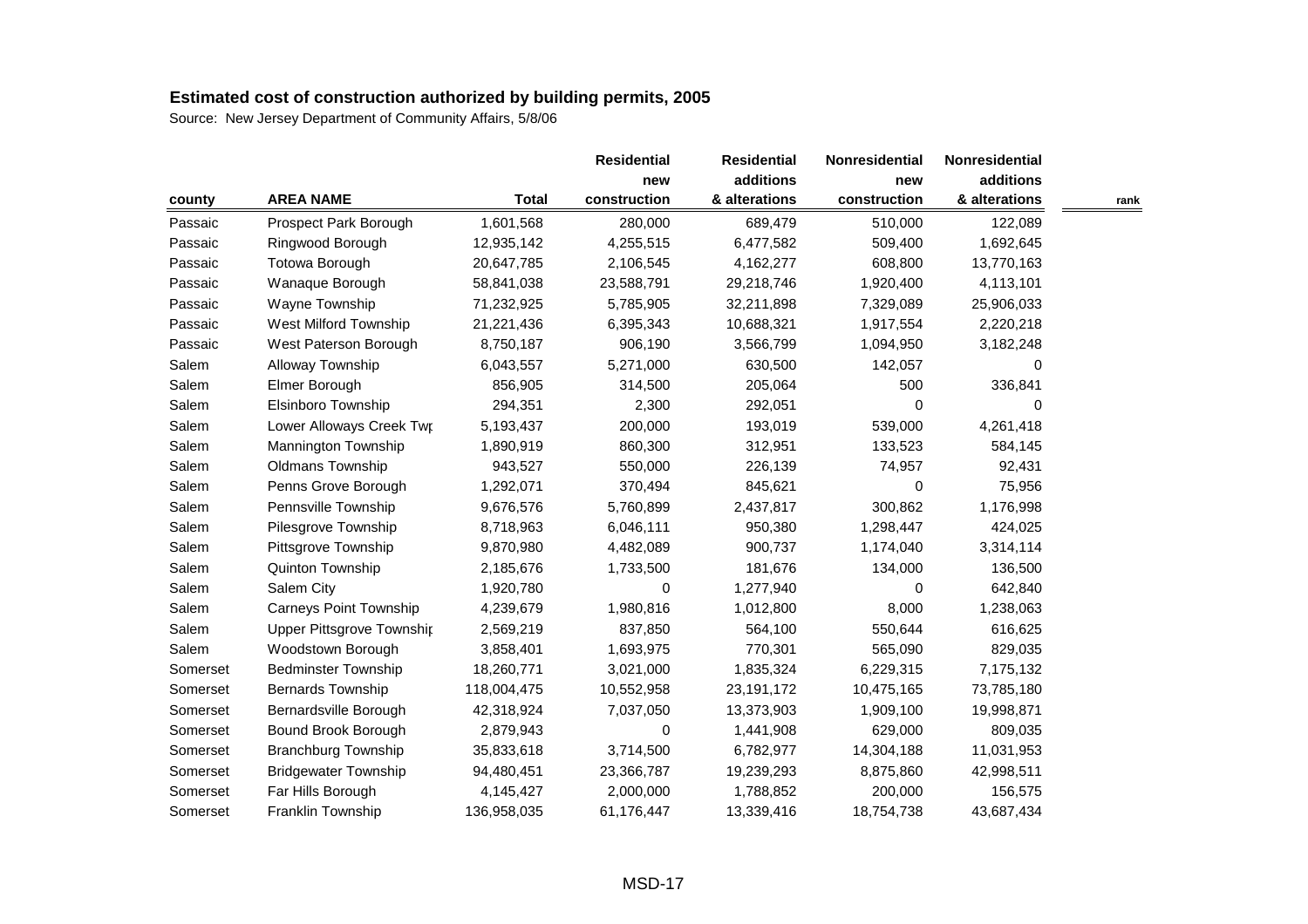# Estimated cost of construction authorized by building permits, 2005

Source: New Jersey Department of Community Affairs, 5/8/06

| county | AREA NAME | Total | Residential new construction | Residential additions & alterations | Nonresidential new construction | Nonresidential additions & alterations | rank |
|---|---|---|---|---|---|---|---|
| Passaic | Prospect Park Borough | 1,601,568 | 280,000 | 689,479 | 510,000 | 122,089 | |
| Passaic | Ringwood Borough | 12,935,142 | 4,255,515 | 6,477,582 | 509,400 | 1,692,645 | |
| Passaic | Totowa Borough | 20,647,785 | 2,106,545 | 4,162,277 | 608,800 | 13,770,163 | |
| Passaic | Wanaque Borough | 58,841,038 | 23,588,791 | 29,218,746 | 1,920,400 | 4,113,101 | |
| Passaic | Wayne Township | 71,232,925 | 5,785,905 | 32,211,898 | 7,329,089 | 25,906,033 | |
| Passaic | West Milford Township | 21,221,436 | 6,395,343 | 10,688,321 | 1,917,554 | 2,220,218 | |
| Passaic | West Paterson Borough | 8,750,187 | 906,190 | 3,566,799 | 1,094,950 | 3,182,248 | |
| Salem | Alloway Township | 6,043,557 | 5,271,000 | 630,500 | 142,057 | 0 | |
| Salem | Elmer Borough | 856,905 | 314,500 | 205,064 | 500 | 336,841 | |
| Salem | Elsinboro Township | 294,351 | 2,300 | 292,051 | 0 | 0 | |
| Salem | Lower Alloways Creek Twp | 5,193,437 | 200,000 | 193,019 | 539,000 | 4,261,418 | |
| Salem | Mannington Township | 1,890,919 | 860,300 | 312,951 | 133,523 | 584,145 | |
| Salem | Oldmans Township | 943,527 | 550,000 | 226,139 | 74,957 | 92,431 | |
| Salem | Penns Grove Borough | 1,292,071 | 370,494 | 845,621 | 0 | 75,956 | |
| Salem | Pennsville Township | 9,676,576 | 5,760,899 | 2,437,817 | 300,862 | 1,176,998 | |
| Salem | Pilesgrove Township | 8,718,963 | 6,046,111 | 950,380 | 1,298,447 | 424,025 | |
| Salem | Pittsgrove Township | 9,870,980 | 4,482,089 | 900,737 | 1,174,040 | 3,314,114 | |
| Salem | Quinton Township | 2,185,676 | 1,733,500 | 181,676 | 134,000 | 136,500 | |
| Salem | Salem City | 1,920,780 | 0 | 1,277,940 | 0 | 642,840 | |
| Salem | Carneys Point Township | 4,239,679 | 1,980,816 | 1,012,800 | 8,000 | 1,238,063 | |
| Salem | Upper Pittsgrove Township | 2,569,219 | 837,850 | 564,100 | 550,644 | 616,625 | |
| Salem | Woodstown Borough | 3,858,401 | 1,693,975 | 770,301 | 565,090 | 829,035 | |
| Somerset | Bedminster Township | 18,260,771 | 3,021,000 | 1,835,324 | 6,229,315 | 7,175,132 | |
| Somerset | Bernards Township | 118,004,475 | 10,552,958 | 23,191,172 | 10,475,165 | 73,785,180 | |
| Somerset | Bernardsville Borough | 42,318,924 | 7,037,050 | 13,373,903 | 1,909,100 | 19,998,871 | |
| Somerset | Bound Brook Borough | 2,879,943 | 0 | 1,441,908 | 629,000 | 809,035 | |
| Somerset | Branchburg Township | 35,833,618 | 3,714,500 | 6,782,977 | 14,304,188 | 11,031,953 | |
| Somerset | Bridgewater Township | 94,480,451 | 23,366,787 | 19,239,293 | 8,875,860 | 42,998,511 | |
| Somerset | Far Hills Borough | 4,145,427 | 2,000,000 | 1,788,852 | 200,000 | 156,575 | |
| Somerset | Franklin Township | 136,958,035 | 61,176,447 | 13,339,416 | 18,754,738 | 43,687,434 | |

MSD-17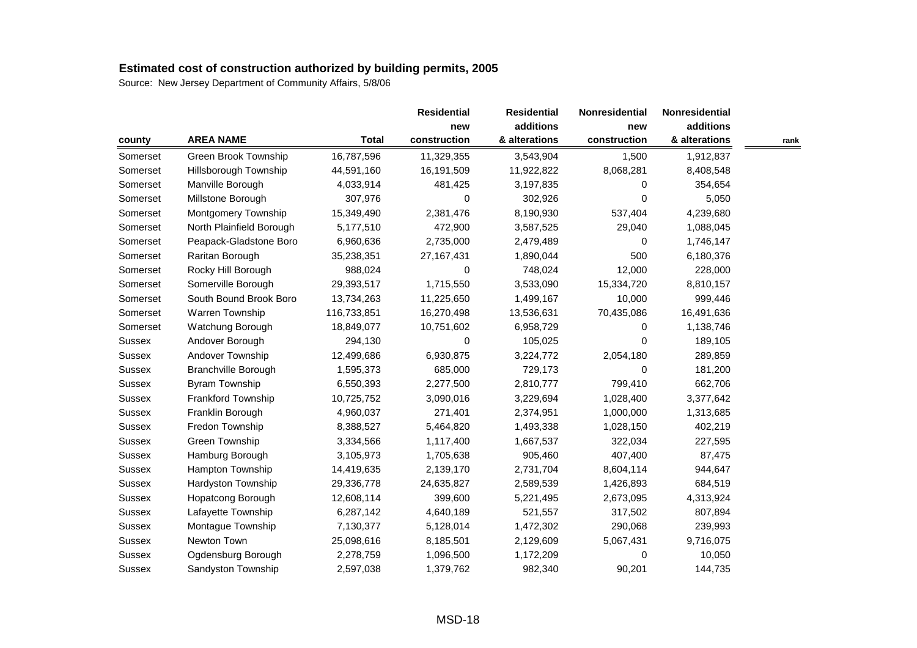## Estimated cost of construction authorized by building permits, 2005

Source: New Jersey Department of Community Affairs, 5/8/06

| county | AREA NAME | Total | Residential new construction | Residential additions & alterations | Nonresidential new construction | Nonresidential additions & alterations | rank |
|---|---|---|---|---|---|---|---|
| Somerset | Green Brook Township | 16,787,596 | 11,329,355 | 3,543,904 | 1,500 | 1,912,837 | |
| Somerset | Hillsborough Township | 44,591,160 | 16,191,509 | 11,922,822 | 8,068,281 | 8,408,548 | |
| Somerset | Manville Borough | 4,033,914 | 481,425 | 3,197,835 | 0 | 354,654 | |
| Somerset | Millstone Borough | 307,976 | 0 | 302,926 | 0 | 5,050 | |
| Somerset | Montgomery Township | 15,349,490 | 2,381,476 | 8,190,930 | 537,404 | 4,239,680 | |
| Somerset | North Plainfield Borough | 5,177,510 | 472,900 | 3,587,525 | 29,040 | 1,088,045 | |
| Somerset | Peapack-Gladstone Boro | 6,960,636 | 2,735,000 | 2,479,489 | 0 | 1,746,147 | |
| Somerset | Raritan Borough | 35,238,351 | 27,167,431 | 1,890,044 | 500 | 6,180,376 | |
| Somerset | Rocky Hill Borough | 988,024 | 0 | 748,024 | 12,000 | 228,000 | |
| Somerset | Somerville Borough | 29,393,517 | 1,715,550 | 3,533,090 | 15,334,720 | 8,810,157 | |
| Somerset | South Bound Brook Boro | 13,734,263 | 11,225,650 | 1,499,167 | 10,000 | 999,446 | |
| Somerset | Warren Township | 116,733,851 | 16,270,498 | 13,536,631 | 70,435,086 | 16,491,636 | |
| Somerset | Watchung Borough | 18,849,077 | 10,751,602 | 6,958,729 | 0 | 1,138,746 | |
| Sussex | Andover Borough | 294,130 | 0 | 105,025 | 0 | 189,105 | |
| Sussex | Andover Township | 12,499,686 | 6,930,875 | 3,224,772 | 2,054,180 | 289,859 | |
| Sussex | Branchville Borough | 1,595,373 | 685,000 | 729,173 | 0 | 181,200 | |
| Sussex | Byram Township | 6,550,393 | 2,277,500 | 2,810,777 | 799,410 | 662,706 | |
| Sussex | Frankford Township | 10,725,752 | 3,090,016 | 3,229,694 | 1,028,400 | 3,377,642 | |
| Sussex | Franklin Borough | 4,960,037 | 271,401 | 2,374,951 | 1,000,000 | 1,313,685 | |
| Sussex | Fredon Township | 8,388,527 | 5,464,820 | 1,493,338 | 1,028,150 | 402,219 | |
| Sussex | Green Township | 3,334,566 | 1,117,400 | 1,667,537 | 322,034 | 227,595 | |
| Sussex | Hamburg Borough | 3,105,973 | 1,705,638 | 905,460 | 407,400 | 87,475 | |
| Sussex | Hampton Township | 14,419,635 | 2,139,170 | 2,731,704 | 8,604,114 | 944,647 | |
| Sussex | Hardyston Township | 29,336,778 | 24,635,827 | 2,589,539 | 1,426,893 | 684,519 | |
| Sussex | Hopatcong Borough | 12,608,114 | 399,600 | 5,221,495 | 2,673,095 | 4,313,924 | |
| Sussex | Lafayette Township | 6,287,142 | 4,640,189 | 521,557 | 317,502 | 807,894 | |
| Sussex | Montague Township | 7,130,377 | 5,128,014 | 1,472,302 | 290,068 | 239,993 | |
| Sussex | Newton Town | 25,098,616 | 8,185,501 | 2,129,609 | 5,067,431 | 9,716,075 | |
| Sussex | Ogdensburg Borough | 2,278,759 | 1,096,500 | 1,172,209 | 0 | 10,050 | |
| Sussex | Sandyston Township | 2,597,038 | 1,379,762 | 982,340 | 90,201 | 144,735 | |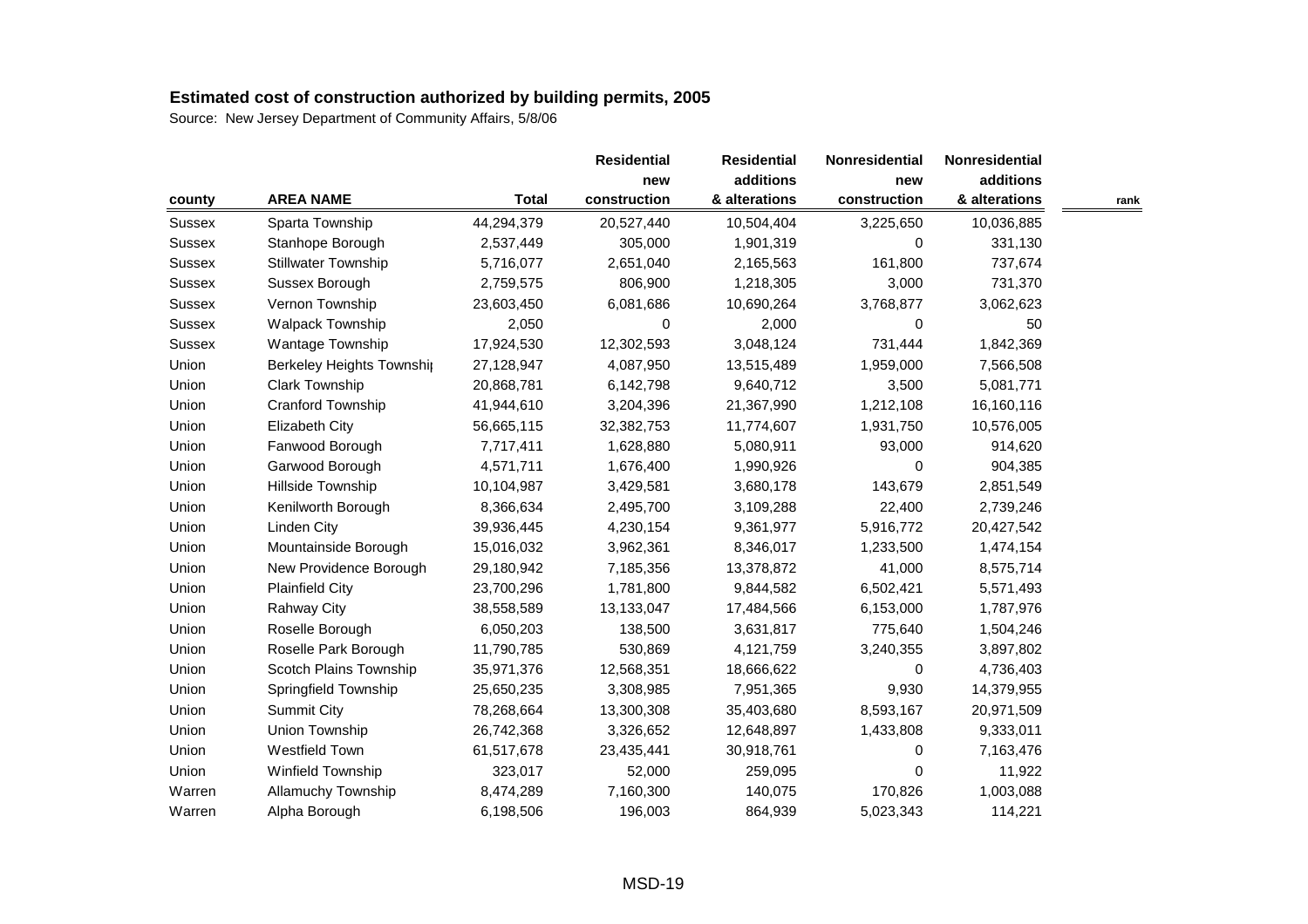**Estimated cost of construction authorized by building permits, 2005**

Source: New Jersey Department of Community Affairs, 5/8/06

| county | AREA NAME | Total | Residential new construction | Residential additions & alterations | Nonresidential new construction | Nonresidential additions & alterations | rank |
|---|---|---|---|---|---|---|---|
| Sussex | Sparta Township | 44,294,379 | 20,527,440 | 10,504,404 | 3,225,650 | 10,036,885 | |
| Sussex | Stanhope Borough | 2,537,449 | 305,000 | 1,901,319 | 0 | 331,130 | |
| Sussex | Stillwater Township | 5,716,077 | 2,651,040 | 2,165,563 | 161,800 | 737,674 | |
| Sussex | Sussex Borough | 2,759,575 | 806,900 | 1,218,305 | 3,000 | 731,370 | |
| Sussex | Vernon Township | 23,603,450 | 6,081,686 | 10,690,264 | 3,768,877 | 3,062,623 | |
| Sussex | Walpack Township | 2,050 | 0 | 2,000 | 0 | 50 | |
| Sussex | Wantage Township | 17,924,530 | 12,302,593 | 3,048,124 | 731,444 | 1,842,369 | |
| Union | Berkeley Heights Townshi | 27,128,947 | 4,087,950 | 13,515,489 | 1,959,000 | 7,566,508 | |
| Union | Clark Township | 20,868,781 | 6,142,798 | 9,640,712 | 3,500 | 5,081,771 | |
| Union | Cranford Township | 41,944,610 | 3,204,396 | 21,367,990 | 1,212,108 | 16,160,116 | |
| Union | Elizabeth City | 56,665,115 | 32,382,753 | 11,774,607 | 1,931,750 | 10,576,005 | |
| Union | Fanwood Borough | 7,717,411 | 1,628,880 | 5,080,911 | 93,000 | 914,620 | |
| Union | Garwood Borough | 4,571,711 | 1,676,400 | 1,990,926 | 0 | 904,385 | |
| Union | Hillside Township | 10,104,987 | 3,429,581 | 3,680,178 | 143,679 | 2,851,549 | |
| Union | Kenilworth Borough | 8,366,634 | 2,495,700 | 3,109,288 | 22,400 | 2,739,246 | |
| Union | Linden City | 39,936,445 | 4,230,154 | 9,361,977 | 5,916,772 | 20,427,542 | |
| Union | Mountainside Borough | 15,016,032 | 3,962,361 | 8,346,017 | 1,233,500 | 1,474,154 | |
| Union | New Providence Borough | 29,180,942 | 7,185,356 | 13,378,872 | 41,000 | 8,575,714 | |
| Union | Plainfield City | 23,700,296 | 1,781,800 | 9,844,582 | 6,502,421 | 5,571,493 | |
| Union | Rahway City | 38,558,589 | 13,133,047 | 17,484,566 | 6,153,000 | 1,787,976 | |
| Union | Roselle Borough | 6,050,203 | 138,500 | 3,631,817 | 775,640 | 1,504,246 | |
| Union | Roselle Park Borough | 11,790,785 | 530,869 | 4,121,759 | 3,240,355 | 3,897,802 | |
| Union | Scotch Plains Township | 35,971,376 | 12,568,351 | 18,666,622 | 0 | 4,736,403 | |
| Union | Springfield Township | 25,650,235 | 3,308,985 | 7,951,365 | 9,930 | 14,379,955 | |
| Union | Summit City | 78,268,664 | 13,300,308 | 35,403,680 | 8,593,167 | 20,971,509 | |
| Union | Union Township | 26,742,368 | 3,326,652 | 12,648,897 | 1,433,808 | 9,333,011 | |
| Union | Westfield Town | 61,517,678 | 23,435,441 | 30,918,761 | 0 | 7,163,476 | |
| Union | Winfield Township | 323,017 | 52,000 | 259,095 | 0 | 11,922 | |
| Warren | Allamuchy Township | 8,474,289 | 7,160,300 | 140,075 | 170,826 | 1,003,088 | |
| Warren | Alpha Borough | 6,198,506 | 196,003 | 864,939 | 5,023,343 | 114,221 | |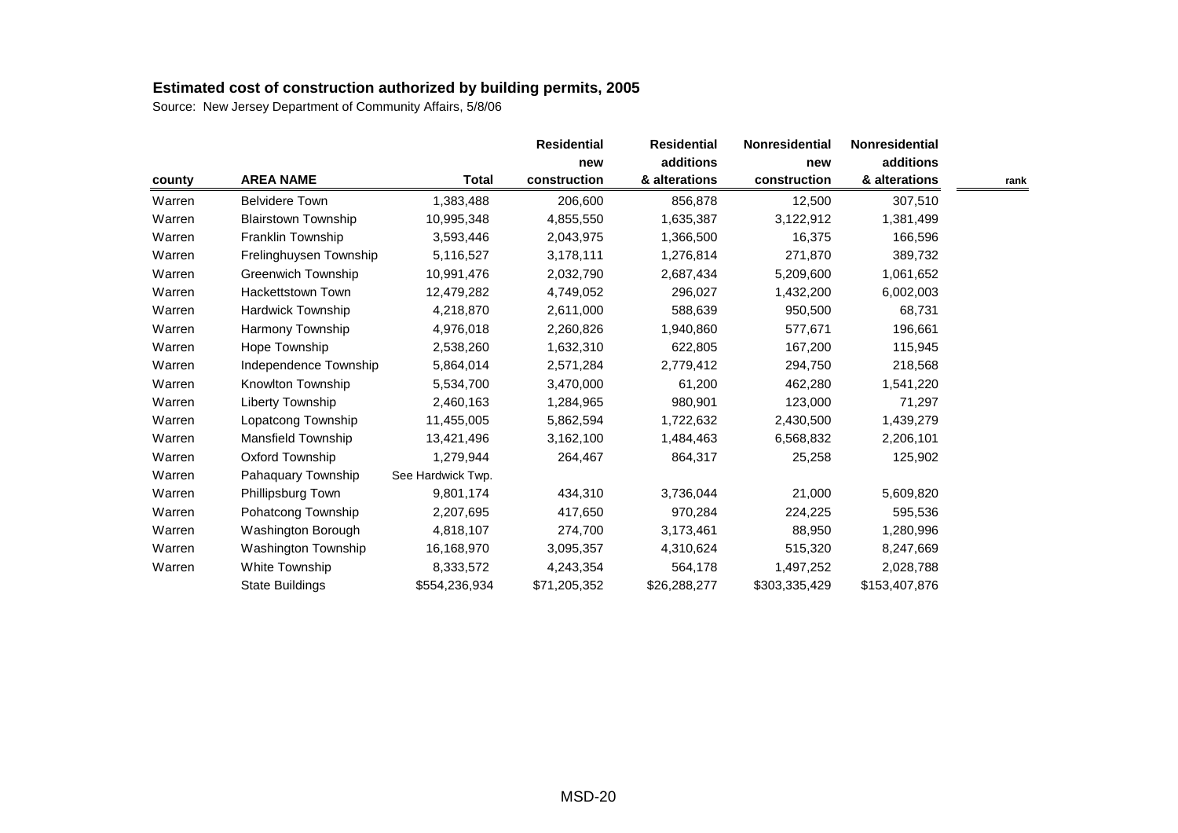## Estimated cost of construction authorized by building permits, 2005

Source: New Jersey Department of Community Affairs, 5/8/06

| county | AREA NAME | Total | Residential new construction | Residential additions & alterations | Nonresidential new construction | Nonresidential additions & alterations | rank |
|---|---|---|---|---|---|---|---|
| Warren | Belvidere Town | 1,383,488 | 206,600 | 856,878 | 12,500 | 307,510 | |
| Warren | Blairstown Township | 10,995,348 | 4,855,550 | 1,635,387 | 3,122,912 | 1,381,499 | |
| Warren | Franklin Township | 3,593,446 | 2,043,975 | 1,366,500 | 16,375 | 166,596 | |
| Warren | Frelinghuysen Township | 5,116,527 | 3,178,111 | 1,276,814 | 271,870 | 389,732 | |
| Warren | Greenwich Township | 10,991,476 | 2,032,790 | 2,687,434 | 5,209,600 | 1,061,652 | |
| Warren | Hackettstown Town | 12,479,282 | 4,749,052 | 296,027 | 1,432,200 | 6,002,003 | |
| Warren | Hardwick Township | 4,218,870 | 2,611,000 | 588,639 | 950,500 | 68,731 | |
| Warren | Harmony Township | 4,976,018 | 2,260,826 | 1,940,860 | 577,671 | 196,661 | |
| Warren | Hope Township | 2,538,260 | 1,632,310 | 622,805 | 167,200 | 115,945 | |
| Warren | Independence Township | 5,864,014 | 2,571,284 | 2,779,412 | 294,750 | 218,568 | |
| Warren | Knowlton Township | 5,534,700 | 3,470,000 | 61,200 | 462,280 | 1,541,220 | |
| Warren | Liberty Township | 2,460,163 | 1,284,965 | 980,901 | 123,000 | 71,297 | |
| Warren | Lopatcong Township | 11,455,005 | 5,862,594 | 1,722,632 | 2,430,500 | 1,439,279 | |
| Warren | Mansfield Township | 13,421,496 | 3,162,100 | 1,484,463 | 6,568,832 | 2,206,101 | |
| Warren | Oxford Township | 1,279,944 | 264,467 | 864,317 | 25,258 | 125,902 | |
| Warren | Pahaquary Township | See Hardwick Twp. | | | | | |
| Warren | Phillipsburg Town | 9,801,174 | 434,310 | 3,736,044 | 21,000 | 5,609,820 | |
| Warren | Pohatcong Township | 2,207,695 | 417,650 | 970,284 | 224,225 | 595,536 | |
| Warren | Washington Borough | 4,818,107 | 274,700 | 3,173,461 | 88,950 | 1,280,996 | |
| Warren | Washington Township | 16,168,970 | 3,095,357 | 4,310,624 | 515,320 | 8,247,669 | |
| Warren | White Township | 8,333,572 | 4,243,354 | 564,178 | 1,497,252 | 2,028,788 | |
| | State Buildings | $554,236,934 | $71,205,352 | $26,288,277 | $303,335,429 | $153,407,876 | |

MSD-20